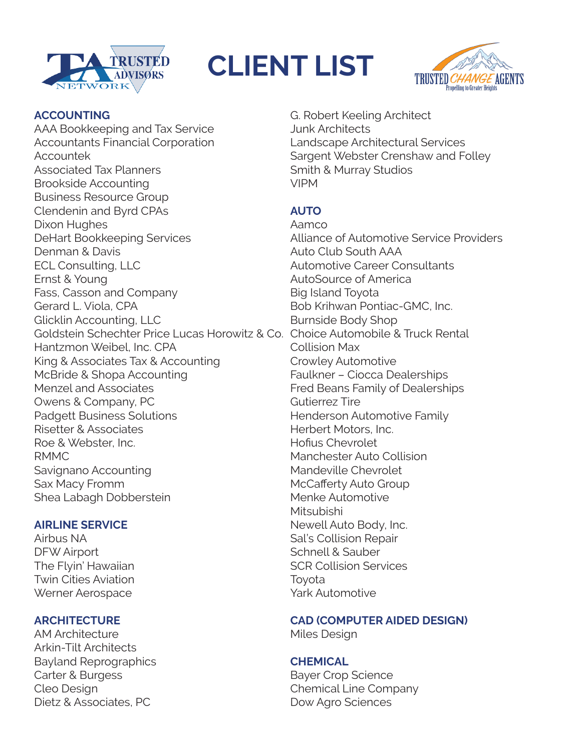# CLIENT LIST

## ACCOUNTING

AAA Bookkeeping and Tax Service
Accountants Financial Corporation
Accountek
Associated Tax Planners
Brookside Accounting
Business Resource Group
Clendenin and Byrd CPAs
Dixon Hughes
DeHart Bookkeeping Services
Denman & Davis
ECL Consulting, LLC
Ernst & Young
Fass, Casson and Company
Gerard L. Viola, CPA
Glicklin Accounting, LLC
Goldstein Schechter Price Lucas Horowitz & Co.
Hantzmon Weibel, Inc. CPA
King & Associates Tax & Accounting
McBride & Shopa Accounting
Menzel and Associates
Owens & Company, PC
Padgett Business Solutions
Risetter & Associates
Roe & Webster, Inc.
RMMC
Savignano Accounting
Sax Macy Fromm
Shea Labagh Dobberstein

## AIRLINE SERVICE

Airbus NA
DFW Airport
The Flyin' Hawaiian
Twin Cities Aviation
Werner Aerospace

## ARCHITECTURE

AM Architecture
Arkin-Tilt Architects
Bayland Reprographics
Carter & Burgess
Cleo Design
Dietz & Associates, PC
G. Robert Keeling Architect
Junk Architects
Landscape Architectural Services
Sargent Webster Crenshaw and Folley
Smith & Murray Studios
VIPM

## AUTO

Aamco
Alliance of Automotive Service Providers
Auto Club South AAA
Automotive Career Consultants
AutoSource of America
Big Island Toyota
Bob Krihwan Pontiac-GMC, Inc.
Burnside Body Shop
Choice Automobile & Truck Rental
Collision Max
Crowley Automotive
Faulkner – Ciocca Dealerships
Fred Beans Family of Dealerships
Gutierrez Tire
Henderson Automotive Family
Herbert Motors, Inc.
Hofius Chevrolet
Manchester Auto Collision
Mandeville Chevrolet
McCafferty Auto Group
Menke Automotive
Mitsubishi
Newell Auto Body, Inc.
Sal's Collision Repair
Schnell & Sauber
SCR Collision Services
Toyota
Yark Automotive

## CAD (COMPUTER AIDED DESIGN)

Miles Design

## CHEMICAL

Bayer Crop Science
Chemical Line Company
Dow Agro Sciences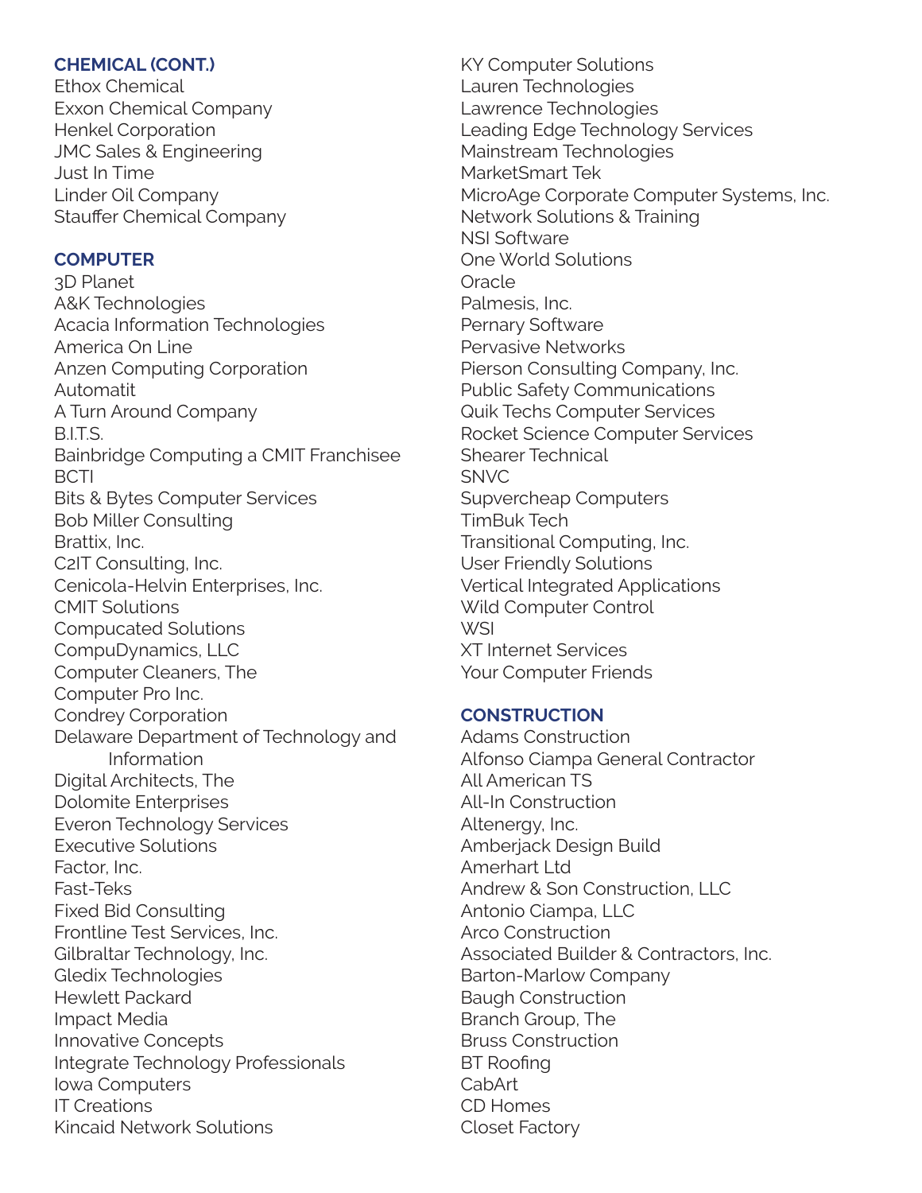### CHEMICAL (CONT.)

Ethox Chemical
Exxon Chemical Company
Henkel Corporation
JMC Sales & Engineering
Just In Time
Linder Oil Company
Stauffer Chemical Company

### COMPUTER

3D Planet
A&K Technologies
Acacia Information Technologies
America On Line
Anzen Computing Corporation
Automatit
A Turn Around Company
B.I.T.S.
Bainbridge Computing a CMIT Franchisee
BCTI
Bits & Bytes Computer Services
Bob Miller Consulting
Brattix, Inc.
C2IT Consulting, Inc.
Cenicola-Helvin Enterprises, Inc.
CMIT Solutions
Compucated Solutions
CompuDynamics, LLC
Computer Cleaners, The
Computer Pro Inc.
Condrey Corporation
Delaware Department of Technology and Information
Digital Architects, The
Dolomite Enterprises
Everon Technology Services
Executive Solutions
Factor, Inc.
Fast-Teks
Fixed Bid Consulting
Frontline Test Services, Inc.
Gilbraltar Technology, Inc.
Gledix Technologies
Hewlett Packard
Impact Media
Innovative Concepts
Integrate Technology Professionals
Iowa Computers
IT Creations
Kincaid Network Solutions
KY Computer Solutions
Lauren Technologies
Lawrence Technologies
Leading Edge Technology Services
Mainstream Technologies
MarketSmart Tek
MicroAge Corporate Computer Systems, Inc.
Network Solutions & Training
NSI Software
One World Solutions
Oracle
Palmesis, Inc.
Pernary Software
Pervasive Networks
Pierson Consulting Company, Inc.
Public Safety Communications
Quik Techs Computer Services
Rocket Science Computer Services
Shearer Technical
SNVC
Supvercheap Computers
TimBuk Tech
Transitional Computing, Inc.
User Friendly Solutions
Vertical Integrated Applications
Wild Computer Control
WSI
XT Internet Services
Your Computer Friends

### CONSTRUCTION

Adams Construction
Alfonso Ciampa General Contractor
All American TS
All-In Construction
Altenergy, Inc.
Amberjack Design Build
Amerhart Ltd
Andrew & Son Construction, LLC
Antonio Ciampa, LLC
Arco Construction
Associated Builder & Contractors, Inc.
Barton-Marlow Company
Baugh Construction
Branch Group, The
Bruss Construction
BT Roofing
CabArt
CD Homes
Closet Factory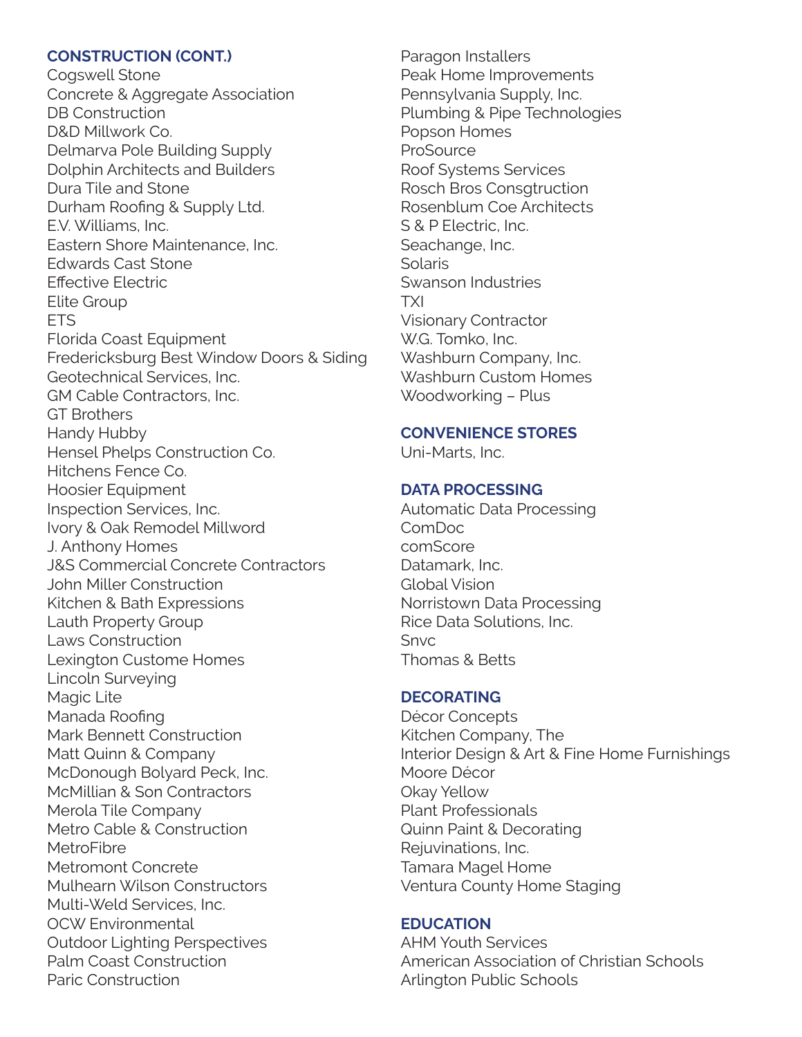## CONSTRUCTION (CONT.)

Cogswell Stone
Concrete & Aggregate Association
DB Construction
D&D Millwork Co.
Delmarva Pole Building Supply
Dolphin Architects and Builders
Dura Tile and Stone
Durham Roofing & Supply Ltd.
E.V. Williams, Inc.
Eastern Shore Maintenance, Inc.
Edwards Cast Stone
Effective Electric
Elite Group
ETS
Florida Coast Equipment
Fredericksburg Best Window Doors & Siding
Geotechnical Services, Inc.
GM Cable Contractors, Inc.
GT Brothers
Handy Hubby
Hensel Phelps Construction Co.
Hitchens Fence Co.
Hoosier Equipment
Inspection Services, Inc.
Ivory & Oak Remodel Millword
J. Anthony Homes
J&S Commercial Concrete Contractors
John Miller Construction
Kitchen & Bath Expressions
Lauth Property Group
Laws Construction
Lexington Custome Homes
Lincoln Surveying
Magic Lite
Manada Roofing
Mark Bennett Construction
Matt Quinn & Company
McDonough Bolyard Peck, Inc.
McMillian & Son Contractors
Merola Tile Company
Metro Cable & Construction
MetroFibre
Metromont Concrete
Mulhearn Wilson Constructors
Multi-Weld Services, Inc.
OCW Environmental
Outdoor Lighting Perspectives
Palm Coast Construction
Paric Construction
Paragon Installers
Peak Home Improvements
Pennsylvania Supply, Inc.
Plumbing & Pipe Technologies
Popson Homes
ProSource
Roof Systems Services
Rosch Bros Consgtruction
Rosenblum Coe Architects
S & P Electric, Inc.
Seachange, Inc.
Solaris
Swanson Industries
TXI
Visionary Contractor
W.G. Tomko, Inc.
Washburn Company, Inc.
Washburn Custom Homes
Woodworking – Plus

## CONVENIENCE STORES

Uni-Marts, Inc.

## DATA PROCESSING

Automatic Data Processing
ComDoc
comScore
Datamark, Inc.
Global Vision
Norristown Data Processing
Rice Data Solutions, Inc.
Snvc
Thomas & Betts

## DECORATING

Décor Concepts
Kitchen Company, The
Interior Design & Art & Fine Home Furnishings
Moore Décor
Okay Yellow
Plant Professionals
Quinn Paint & Decorating
Rejuvinations, Inc.
Tamara Magel Home
Ventura County Home Staging

## EDUCATION

AHM Youth Services
American Association of Christian Schools
Arlington Public Schools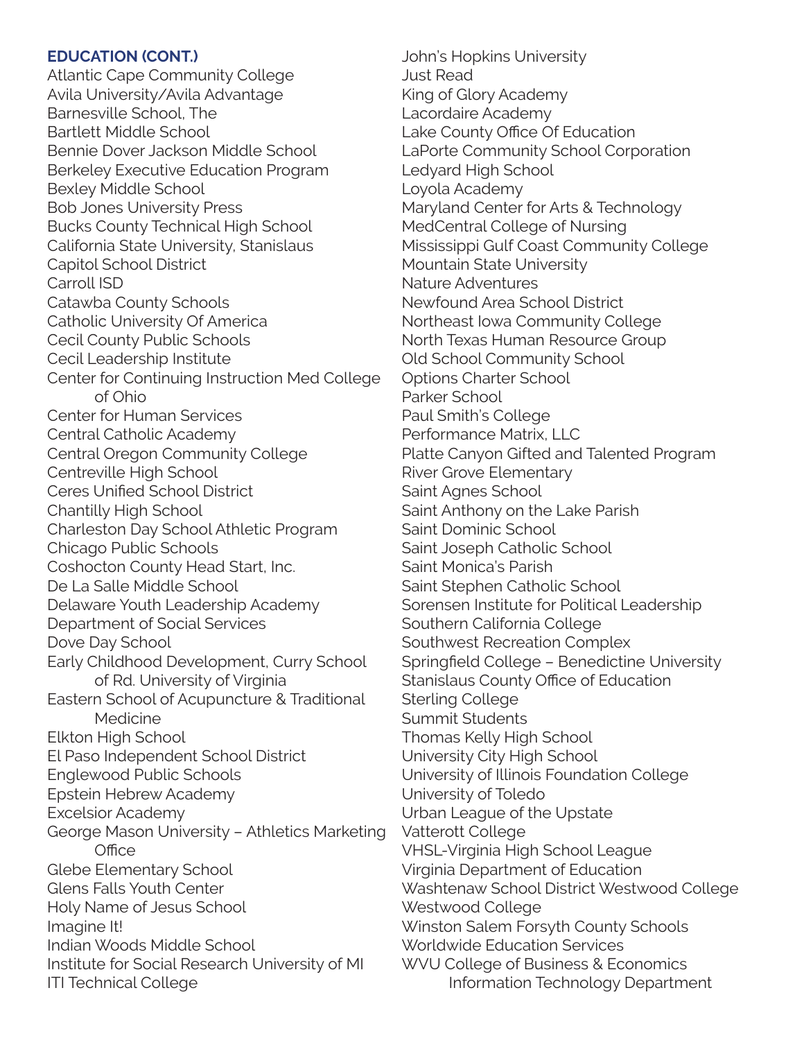## EDUCATION (CONT.)

Atlantic Cape Community College
Avila University/Avila Advantage
Barnesville School, The
Bartlett Middle School
Bennie Dover Jackson Middle School
Berkeley Executive Education Program
Bexley Middle School
Bob Jones University Press
Bucks County Technical High School
California State University, Stanislaus
Capitol School District
Carroll ISD
Catawba County Schools
Catholic University Of America
Cecil County Public Schools
Cecil Leadership Institute
Center for Continuing Instruction Med College of Ohio
Center for Human Services
Central Catholic Academy
Central Oregon Community College
Centreville High School
Ceres Unified School District
Chantilly High School
Charleston Day School Athletic Program
Chicago Public Schools
Coshocton County Head Start, Inc.
De La Salle Middle School
Delaware Youth Leadership Academy
Department of Social Services
Dove Day School
Early Childhood Development, Curry School of Rd. University of Virginia
Eastern School of Acupuncture & Traditional Medicine
Elkton High School
El Paso Independent School District
Englewood Public Schools
Epstein Hebrew Academy
Excelsior Academy
George Mason University – Athletics Marketing Office
Glebe Elementary School
Glens Falls Youth Center
Holy Name of Jesus School
Imagine It!
Indian Woods Middle School
Institute for Social Research University of MI
ITI Technical College
John's Hopkins University
Just Read
King of Glory Academy
Lacordaire Academy
Lake County Office Of Education
LaPorte Community School Corporation
Ledyard High School
Loyola Academy
Maryland Center for Arts & Technology
MedCentral College of Nursing
Mississippi Gulf Coast Community College
Mountain State University
Nature Adventures
Newfound Area School District
Northeast Iowa Community College
North Texas Human Resource Group
Old School Community School
Options Charter School
Parker School
Paul Smith's College
Performance Matrix, LLC
Platte Canyon Gifted and Talented Program
River Grove Elementary
Saint Agnes School
Saint Anthony on the Lake Parish
Saint Dominic School
Saint Joseph Catholic School
Saint Monica's Parish
Saint Stephen Catholic School
Sorensen Institute for Political Leadership
Southern California College
Southwest Recreation Complex
Springfield College – Benedictine University
Stanislaus County Office of Education
Sterling College
Summit Students
Thomas Kelly High School
University City High School
University of Illinois Foundation College
University of Toledo
Urban League of the Upstate
Vatterott College
VHSL-Virginia High School League
Virginia Department of Education
Washtenaw School District Westwood College
Westwood College
Winston Salem Forsyth County Schools
Worldwide Education Services
WVU College of Business & Economics Information Technology Department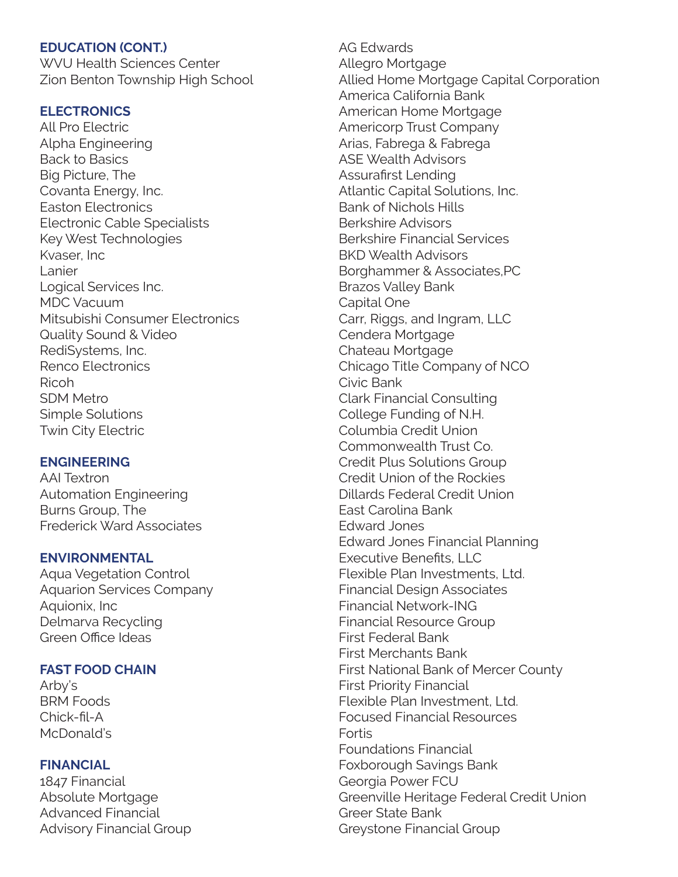**EDUCATION (CONT.)**

WVU Health Sciences Center
Zion Benton Township High School

**ELECTRONICS**

All Pro Electric
Alpha Engineering
Back to Basics
Big Picture, The
Covanta Energy, Inc.
Easton Electronics
Electronic Cable Specialists
Key West Technologies
Kvaser, Inc
Lanier
Logical Services Inc.
MDC Vacuum
Mitsubishi Consumer Electronics
Quality Sound & Video
RediSystems, Inc.
Renco Electronics
Ricoh
SDM Metro
Simple Solutions
Twin City Electric

**ENGINEERING**

AAI Textron
Automation Engineering
Burns Group, The
Frederick Ward Associates

**ENVIRONMENTAL**

Aqua Vegetation Control
Aquarion Services Company
Aquionix, Inc
Delmarva Recycling
Green Office Ideas

**FAST FOOD CHAIN**

Arby's
BRM Foods
Chick-fil-A
McDonald's

**FINANCIAL**

1847 Financial
Absolute Mortgage
Advanced Financial
Advisory Financial Group
AG Edwards
Allegro Mortgage
Allied Home Mortgage Capital Corporation
America California Bank
American Home Mortgage
Americorp Trust Company
Arias, Fabrega & Fabrega
ASE Wealth Advisors
Assurafirst Lending
Atlantic Capital Solutions, Inc.
Bank of Nichols Hills
Berkshire Advisors
Berkshire Financial Services
BKD Wealth Advisors
Borghammer & Associates,PC
Brazos Valley Bank
Capital One
Carr, Riggs, and Ingram, LLC
Cendera Mortgage
Chateau Mortgage
Chicago Title Company of NCO
Civic Bank
Clark Financial Consulting
College Funding of N.H.
Columbia Credit Union
Commonwealth Trust Co.
Credit Plus Solutions Group
Credit Union of the Rockies
Dillards Federal Credit Union
East Carolina Bank
Edward Jones
Edward Jones Financial Planning
Executive Benefits, LLC
Flexible Plan Investments, Ltd.
Financial Design Associates
Financial Network-ING
Financial Resource Group
First Federal Bank
First Merchants Bank
First National Bank of Mercer County
First Priority Financial
Flexible Plan Investment, Ltd.
Focused Financial Resources
Fortis
Foundations Financial
Foxborough Savings Bank
Georgia Power FCU
Greenville Heritage Federal Credit Union
Greer State Bank
Greystone Financial Group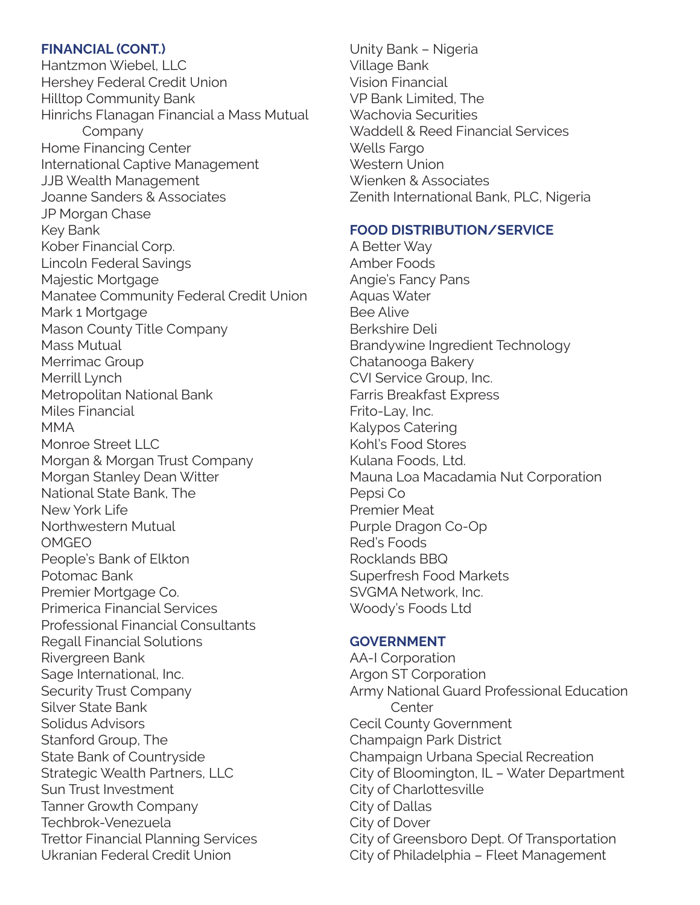**FINANCIAL (CONT.)**

Hantzmon Wiebel, LLC
Hershey Federal Credit Union
Hilltop Community Bank
Hinrichs Flanagan Financial a Mass Mutual Company
Home Financing Center
International Captive Management
JJB Wealth Management
Joanne Sanders & Associates
JP Morgan Chase
Key Bank
Kober Financial Corp.
Lincoln Federal Savings
Majestic Mortgage
Manatee Community Federal Credit Union
Mark 1 Mortgage
Mason County Title Company
Mass Mutual
Merrimac Group
Merrill Lynch
Metropolitan National Bank
Miles Financial
MMA
Monroe Street LLC
Morgan & Morgan Trust Company
Morgan Stanley Dean Witter
National State Bank, The
New York Life
Northwestern Mutual
OMGEO
People's Bank of Elkton
Potomac Bank
Premier Mortgage Co.
Primerica Financial Services
Professional Financial Consultants
Regall Financial Solutions
Rivergreen Bank
Sage International, Inc.
Security Trust Company
Silver State Bank
Solidus Advisors
Stanford Group, The
State Bank of Countryside
Strategic Wealth Partners, LLC
Sun Trust Investment
Tanner Growth Company
Techbrok-Venezuela
Trettor Financial Planning Services
Ukranian Federal Credit Union
Unity Bank – Nigeria
Village Bank
Vision Financial
VP Bank Limited, The
Wachovia Securities
Waddell & Reed Financial Services
Wells Fargo
Western Union
Wienken & Associates
Zenith International Bank, PLC, Nigeria

**FOOD DISTRIBUTION/SERVICE**

A Better Way
Amber Foods
Angie's Fancy Pans
Aquas Water
Bee Alive
Berkshire Deli
Brandywine Ingredient Technology
Chatanooga Bakery
CVI Service Group, Inc.
Farris Breakfast Express
Frito-Lay, Inc.
Kalypos Catering
Kohl's Food Stores
Kulana Foods, Ltd.
Mauna Loa Macadamia Nut Corporation
Pepsi Co
Premier Meat
Purple Dragon Co-Op
Red's Foods
Rocklands BBQ
Superfresh Food Markets
SVGMA Network, Inc.
Woody's Foods Ltd

**GOVERNMENT**

AA-I Corporation
Argon ST Corporation
Army National Guard Professional Education Center
Cecil County Government
Champaign Park District
Champaign Urbana Special Recreation
City of Bloomington, IL – Water Department
City of Charlottesville
City of Dallas
City of Dover
City of Greensboro Dept. Of Transportation
City of Philadelphia – Fleet Management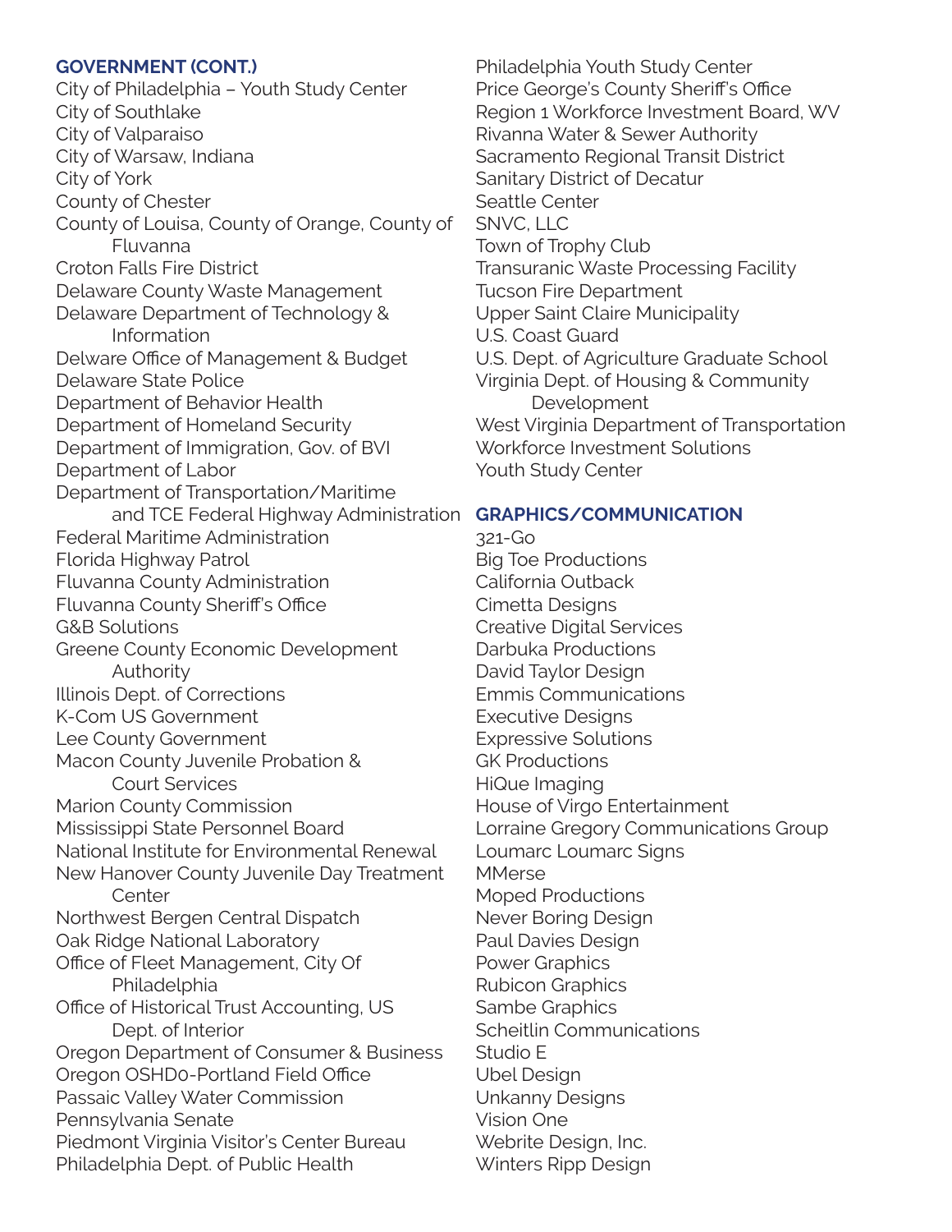**GOVERNMENT (CONT.)**

City of Philadelphia – Youth Study Center
City of Southlake
City of Valparaiso
City of Warsaw, Indiana
City of York
County of Chester
County of Louisa, County of Orange, County of Fluvanna
Croton Falls Fire District
Delaware County Waste Management
Delaware Department of Technology & Information
Delware Office of Management & Budget
Delaware State Police
Department of Behavior Health
Department of Homeland Security
Department of Immigration, Gov. of BVI
Department of Labor
Department of Transportation/Maritime and TCE Federal Highway Administration
Federal Maritime Administration
Florida Highway Patrol
Fluvanna County Administration
Fluvanna County Sheriff's Office
G&B Solutions
Greene County Economic Development Authority
Illinois Dept. of Corrections
K-Com US Government
Lee County Government
Macon County Juvenile Probation & Court Services
Marion County Commission
Mississippi State Personnel Board
National Institute for Environmental Renewal
New Hanover County Juvenile Day Treatment Center
Northwest Bergen Central Dispatch
Oak Ridge National Laboratory
Office of Fleet Management, City Of Philadelphia
Office of Historical Trust Accounting, US Dept. of Interior
Oregon Department of Consumer & Business
Oregon OSHD0-Portland Field Office
Passaic Valley Water Commission
Pennsylvania Senate
Piedmont Virginia Visitor's Center Bureau
Philadelphia Dept. of Public Health
Philadelphia Youth Study Center
Price George's County Sheriff's Office
Region 1 Workforce Investment Board, WV
Rivanna Water & Sewer Authority
Sacramento Regional Transit District
Sanitary District of Decatur
Seattle Center
SNVC, LLC
Town of Trophy Club
Transuranic Waste Processing Facility
Tucson Fire Department
Upper Saint Claire Municipality
U.S. Coast Guard
U.S. Dept. of Agriculture Graduate School
Virginia Dept. of Housing & Community Development
West Virginia Department of Transportation
Workforce Investment Solutions
Youth Study Center

**GRAPHICS/COMMUNICATION**

321-Go
Big Toe Productions
California Outback
Cimetta Designs
Creative Digital Services
Darbuka Productions
David Taylor Design
Emmis Communications
Executive Designs
Expressive Solutions
GK Productions
HiQue Imaging
House of Virgo Entertainment
Lorraine Gregory Communications Group
Loumarc Loumarc Signs
MMerse
Moped Productions
Never Boring Design
Paul Davies Design
Power Graphics
Rubicon Graphics
Sambe Graphics
Scheitlin Communications
Studio E
Ubel Design
Unkanny Designs
Vision One
Webrite Design, Inc.
Winters Ripp Design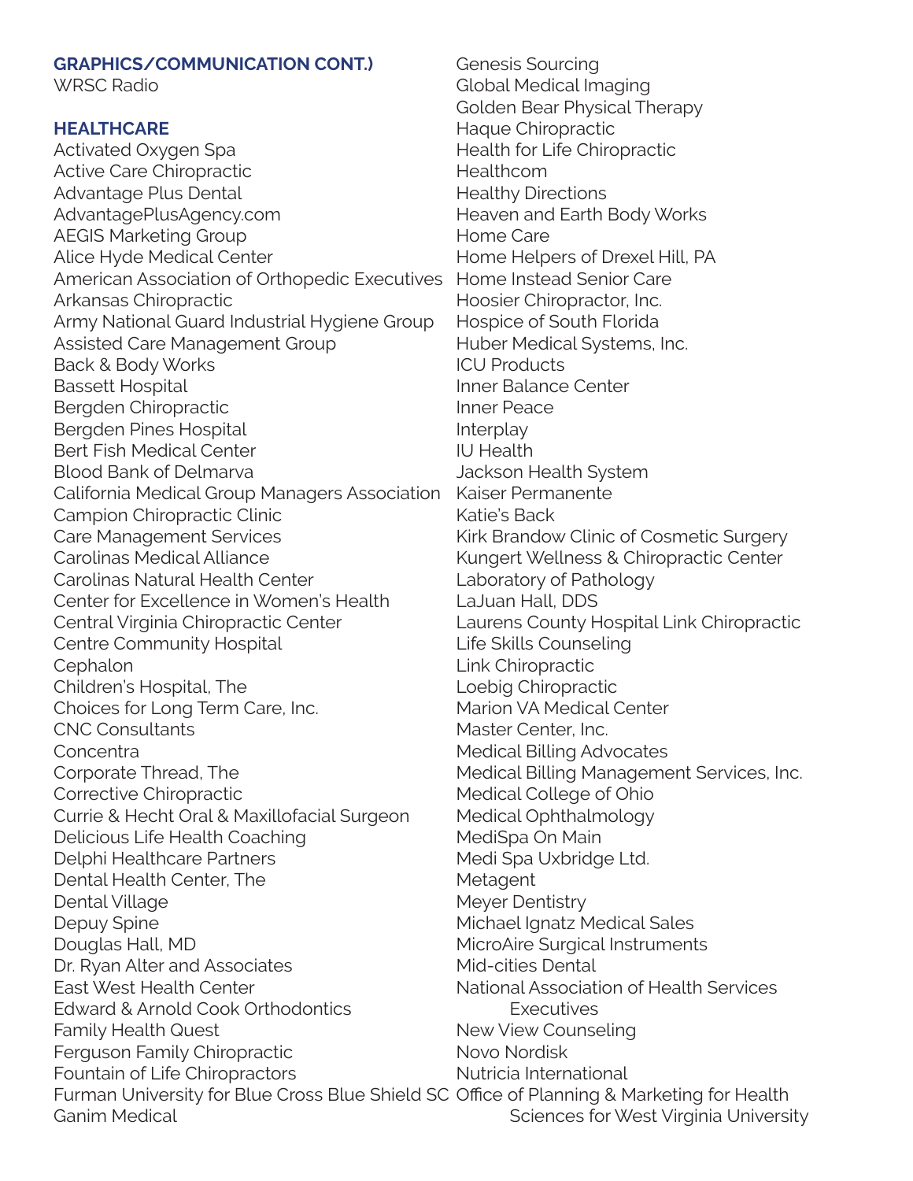## GRAPHICS/COMMUNICATION CONT.)

WRSC Radio

## HEALTHCARE

Activated Oxygen Spa
Active Care Chiropractic
Advantage Plus Dental
AdvantagePlusAgency.com
AEGIS Marketing Group
Alice Hyde Medical Center
American Association of Orthopedic Executives
Arkansas Chiropractic
Army National Guard Industrial Hygiene Group
Assisted Care Management Group
Back & Body Works
Bassett Hospital
Bergden Chiropractic
Bergden Pines Hospital
Bert Fish Medical Center
Blood Bank of Delmarva
California Medical Group Managers Association
Campion Chiropractic Clinic
Care Management Services
Carolinas Medical Alliance
Carolinas Natural Health Center
Center for Excellence in Women's Health
Central Virginia Chiropractic Center
Centre Community Hospital
Cephalon
Children's Hospital, The
Choices for Long Term Care, Inc.
CNC Consultants
Concentra
Corporate Thread, The
Corrective Chiropractic
Currie & Hecht Oral & Maxillofacial Surgeon
Delicious Life Health Coaching
Delphi Healthcare Partners
Dental Health Center, The
Dental Village
Depuy Spine
Douglas Hall, MD
Dr. Ryan Alter and Associates
East West Health Center
Edward & Arnold Cook Orthodontics
Family Health Quest
Ferguson Family Chiropractic
Fountain of Life Chiropractors
Furman University for Blue Cross Blue Shield SC
Ganim Medical
Genesis Sourcing
Global Medical Imaging
Golden Bear Physical Therapy
Haque Chiropractic
Health for Life Chiropractic
Healthcom
Healthy Directions
Heaven and Earth Body Works
Home Care
Home Helpers of Drexel Hill, PA
Home Instead Senior Care
Hoosier Chiropractor, Inc.
Hospice of South Florida
Huber Medical Systems, Inc.
ICU Products
Inner Balance Center
Inner Peace
Interplay
IU Health
Jackson Health System
Kaiser Permanente
Katie's Back
Kirk Brandow Clinic of Cosmetic Surgery
Kungert Wellness & Chiropractic Center
Laboratory of Pathology
LaJuan Hall, DDS
Laurens County Hospital Link Chiropractic
Life Skills Counseling
Link Chiropractic
Loebig Chiropractic
Marion VA Medical Center
Master Center, Inc.
Medical Billing Advocates
Medical Billing Management Services, Inc.
Medical College of Ohio
Medical Ophthalmology
MediSpa On Main
Medi Spa Uxbridge Ltd.
Metagent
Meyer Dentistry
Michael Ignatz Medical Sales
MicroAire Surgical Instruments
Mid-cities Dental
National Association of Health Services Executives
New View Counseling
Novo Nordisk
Nutricia International
Office of Planning & Marketing for Health Sciences for West Virginia University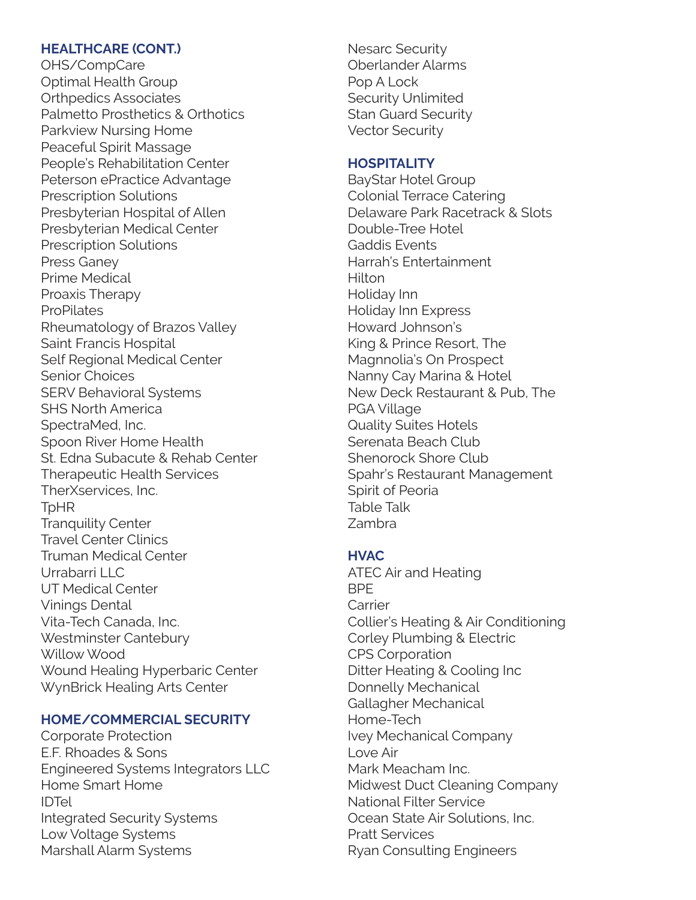### HEALTHCARE (CONT.)

OHS/CompCare
Optimal Health Group
Orthpedics Associates
Palmetto Prosthetics & Orthotics
Parkview Nursing Home
Peaceful Spirit Massage
People's Rehabilitation Center
Peterson ePractice Advantage
Prescription Solutions
Presbyterian Hospital of Allen
Presbyterian Medical Center
Prescription Solutions
Press Ganey
Prime Medical
Proaxis Therapy
ProPilates
Rheumatology of Brazos Valley
Saint Francis Hospital
Self Regional Medical Center
Senior Choices
SERV Behavioral Systems
SHS North America
SpectraMed, Inc.
Spoon River Home Health
St. Edna Subacute & Rehab Center
Therapeutic Health Services
TherXservices, Inc.
TpHR
Tranquility Center
Travel Center Clinics
Truman Medical Center
Urrabarri LLC
UT Medical Center
Vinings Dental
Vita-Tech Canada, Inc.
Westminster Cantebury
Willow Wood
Wound Healing Hyperbaric Center
WynBrick Healing Arts Center

### HOME/COMMERCIAL SECURITY

Corporate Protection
E.F. Rhoades & Sons
Engineered Systems Integrators LLC
Home Smart Home
IDTel
Integrated Security Systems
Low Voltage Systems
Marshall Alarm Systems
Nesarc Security
Oberlander Alarms
Pop A Lock
Security Unlimited
Stan Guard Security
Vector Security

### HOSPITALITY

BayStar Hotel Group
Colonial Terrace Catering
Delaware Park Racetrack & Slots
Double-Tree Hotel
Gaddis Events
Harrah's Entertainment
Hilton
Holiday Inn
Holiday Inn Express
Howard Johnson's
King & Prince Resort, The
Magnnolia's On Prospect
Nanny Cay Marina & Hotel
New Deck Restaurant & Pub, The
PGA Village
Quality Suites Hotels
Serenata Beach Club
Shenorock Shore Club
Spahr's Restaurant Management
Spirit of Peoria
Table Talk
Zambra

### HVAC

ATEC Air and Heating
BPE
Carrier
Collier's Heating & Air Conditioning
Corley Plumbing & Electric
CPS Corporation
Ditter Heating & Cooling Inc
Donnelly Mechanical
Gallagher Mechanical
Home-Tech
Ivey Mechanical Company
Love Air
Mark Meacham Inc.
Midwest Duct Cleaning Company
National Filter Service
Ocean State Air Solutions, Inc.
Pratt Services
Ryan Consulting Engineers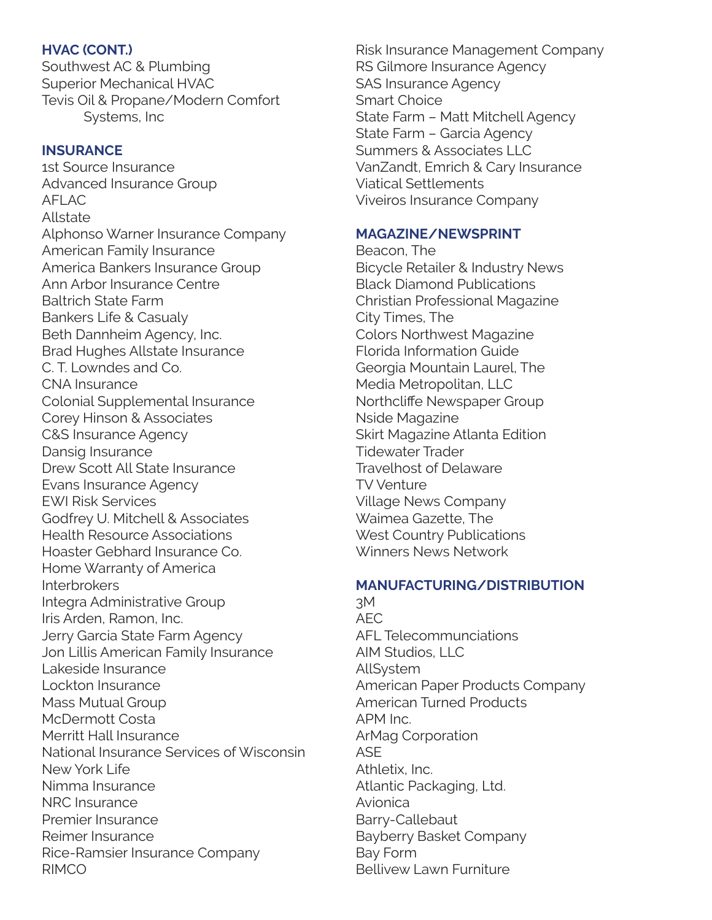## HVAC (CONT.)

Southwest AC & Plumbing
Superior Mechanical HVAC
Tevis Oil & Propane/Modern Comfort Systems, Inc

## INSURANCE

1st Source Insurance
Advanced Insurance Group
AFLAC
Allstate
Alphonso Warner Insurance Company
American Family Insurance
America Bankers Insurance Group
Ann Arbor Insurance Centre
Baltrich State Farm
Bankers Life & Casualy
Beth Dannheim Agency, Inc.
Brad Hughes Allstate Insurance
C. T. Lowndes and Co.
CNA Insurance
Colonial Supplemental Insurance
Corey Hinson & Associates
C&S Insurance Agency
Dansig Insurance
Drew Scott All State Insurance
Evans Insurance Agency
EWI Risk Services
Godfrey U. Mitchell & Associates
Health Resource Associations
Hoaster Gebhard Insurance Co.
Home Warranty of America
Interbrokers
Integra Administrative Group
Iris Arden, Ramon, Inc.
Jerry Garcia State Farm Agency
Jon Lillis American Family Insurance
Lakeside Insurance
Lockton Insurance
Mass Mutual Group
McDermott Costa
Merritt Hall Insurance
National Insurance Services of Wisconsin
New York Life
Nimma Insurance
NRC Insurance
Premier Insurance
Reimer Insurance
Rice-Ramsier Insurance Company
RIMCO
Risk Insurance Management Company
RS Gilmore Insurance Agency
SAS Insurance Agency
Smart Choice
State Farm – Matt Mitchell Agency
State Farm – Garcia Agency
Summers & Associates LLC
VanZandt, Emrich & Cary Insurance
Viatical Settlements
Viveiros Insurance Company

## MAGAZINE/NEWSPRINT

Beacon, The
Bicycle Retailer & Industry News
Black Diamond Publications
Christian Professional Magazine
City Times, The
Colors Northwest Magazine
Florida Information Guide
Georgia Mountain Laurel, The
Media Metropolitan, LLC
Northcliffe Newspaper Group
Nside Magazine
Skirt Magazine Atlanta Edition
Tidewater Trader
Travelhost of Delaware
TV Venture
Village News Company
Waimea Gazette, The
West Country Publications
Winners News Network

## MANUFACTURING/DISTRIBUTION

3M
AEC
AFL Telecommunciations
AIM Studios, LLC
AllSystem
American Paper Products Company
American Turned Products
APM Inc.
ArMag Corporation
ASE
Athletix, Inc.
Atlantic Packaging, Ltd.
Avionica
Barry-Callebaut
Bayberry Basket Company
Bay Form
Bellivew Lawn Furniture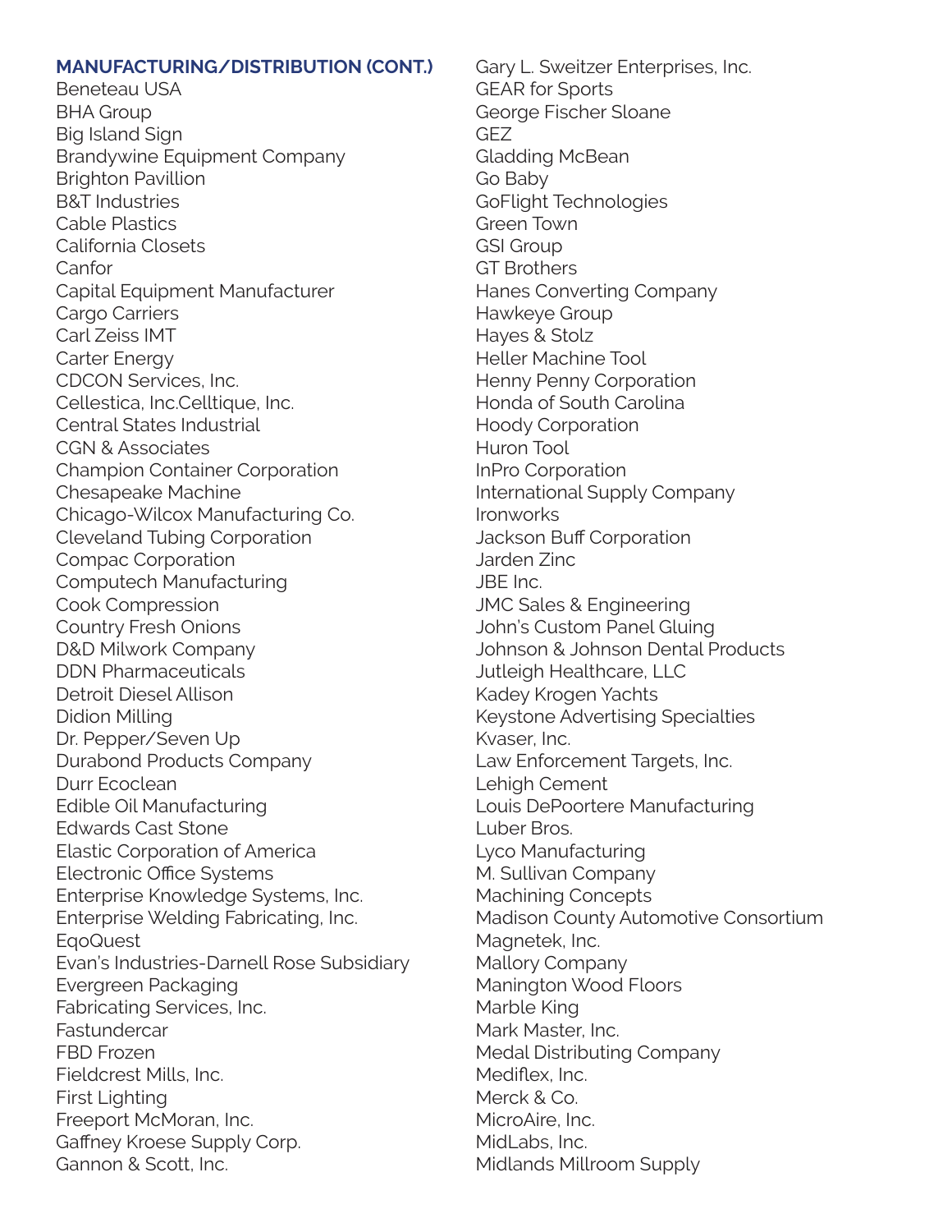### MANUFACTURING/DISTRIBUTION (CONT.)

Beneteau USA
BHA Group
Big Island Sign
Brandywine Equipment Company
Brighton Pavillion
B&T Industries
Cable Plastics
California Closets
Canfor
Capital Equipment Manufacturer
Cargo Carriers
Carl Zeiss IMT
Carter Energy
CDCON Services, Inc.
Cellestica, Inc.Celltique, Inc.
Central States Industrial
CGN & Associates
Champion Container Corporation
Chesapeake Machine
Chicago-Wilcox Manufacturing Co.
Cleveland Tubing Corporation
Compac Corporation
Computech Manufacturing
Cook Compression
Country Fresh Onions
D&D Milwork Company
DDN Pharmaceuticals
Detroit Diesel Allison
Didion Milling
Dr. Pepper/Seven Up
Durabond Products Company
Durr Ecoclean
Edible Oil Manufacturing
Edwards Cast Stone
Elastic Corporation of America
Electronic Office Systems
Enterprise Knowledge Systems, Inc.
Enterprise Welding Fabricating, Inc.
EqoQuest
Evan's Industries-Darnell Rose Subsidiary
Evergreen Packaging
Fabricating Services, Inc.
Fastundercar
FBD Frozen
Fieldcrest Mills, Inc.
First Lighting
Freeport McMoran, Inc.
Gaffney Kroese Supply Corp.
Gannon & Scott, Inc.
Gary L. Sweitzer Enterprises, Inc.
GEAR for Sports
George Fischer Sloane
GEZ
Gladding McBean
Go Baby
GoFlight Technologies
Green Town
GSI Group
GT Brothers
Hanes Converting Company
Hawkeye Group
Hayes & Stolz
Heller Machine Tool
Henny Penny Corporation
Honda of South Carolina
Hoody Corporation
Huron Tool
InPro Corporation
International Supply Company
Ironworks
Jackson Buff Corporation
Jarden Zinc
JBE Inc.
JMC Sales & Engineering
John's Custom Panel Gluing
Johnson & Johnson Dental Products
Jutleigh Healthcare, LLC
Kadey Krogen Yachts
Keystone Advertising Specialties
Kvaser, Inc.
Law Enforcement Targets, Inc.
Lehigh Cement
Louis DePoortere Manufacturing
Luber Bros.
Lyco Manufacturing
M. Sullivan Company
Machining Concepts
Madison County Automotive Consortium
Magnetek, Inc.
Mallory Company
Manington Wood Floors
Marble King
Mark Master, Inc.
Medal Distributing Company
Mediflex, Inc.
Merck & Co.
MicroAire, Inc.
MidLabs, Inc.
Midlands Millroom Supply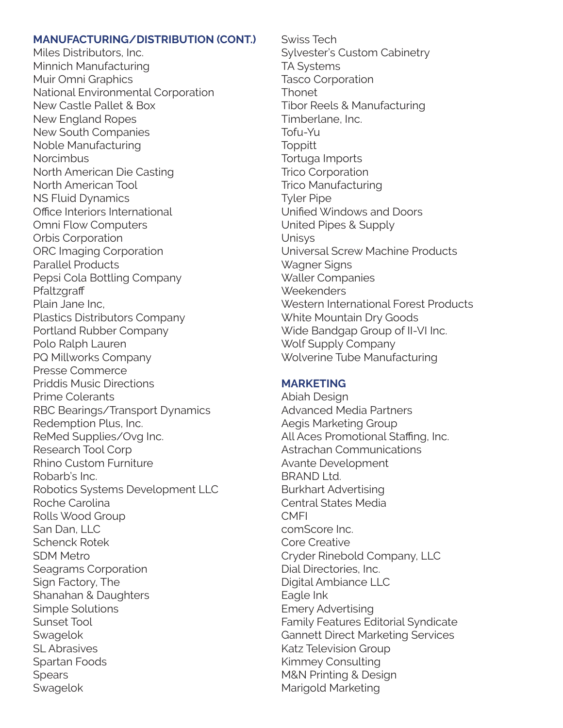## MANUFACTURING/DISTRIBUTION (CONT.)

Miles Distributors, Inc.
Minnich Manufacturing
Muir Omni Graphics
National Environmental Corporation
New Castle Pallet & Box
New England Ropes
New South Companies
Noble Manufacturing
Norcimbus
North American Die Casting
North American Tool
NS Fluid Dynamics
Office Interiors International
Omni Flow Computers
Orbis Corporation
ORC Imaging Corporation
Parallel Products
Pepsi Cola Bottling Company
Pfaltzgraff
Plain Jane Inc,
Plastics Distributors Company
Portland Rubber Company
Polo Ralph Lauren
PQ Millworks Company
Presse Commerce
Priddis Music Directions
Prime Colerants
RBC Bearings/Transport Dynamics
Redemption Plus, Inc.
ReMed Supplies/Ovg Inc.
Research Tool Corp
Rhino Custom Furniture
Robarb's Inc.
Robotics Systems Development LLC
Roche Carolina
Rolls Wood Group
San Dan, LLC
Schenck Rotek
SDM Metro
Seagrams Corporation
Sign Factory, The
Shanahan & Daughters
Simple Solutions
Sunset Tool
Swagelok
SL Abrasives
Spartan Foods
Spears
Swagelok
Swiss Tech
Sylvester's Custom Cabinetry
TA Systems
Tasco Corporation
Thonet
Tibor Reels & Manufacturing
Timberlane, Inc.
Tofu-Yu
Toppitt
Tortuga Imports
Trico Corporation
Trico Manufacturing
Tyler Pipe
Unified Windows and Doors
United Pipes & Supply
Unisys
Universal Screw Machine Products
Wagner Signs
Waller Companies
Weekenders
Western International Forest Products
White Mountain Dry Goods
Wide Bandgap Group of II-VI Inc.
Wolf Supply Company
Wolverine Tube Manufacturing

## MARKETING

Abiah Design
Advanced Media Partners
Aegis Marketing Group
All Aces Promotional Staffing, Inc.
Astrachan Communications
Avante Development
BRAND Ltd.
Burkhart Advertising
Central States Media
CMFI
comScore Inc.
Core Creative
Cryder Rinebold Company, LLC
Dial Directories, Inc.
Digital Ambiance LLC
Eagle Ink
Emery Advertising
Family Features Editorial Syndicate
Gannett Direct Marketing Services
Katz Television Group
Kimmey Consulting
M&N Printing & Design
Marigold Marketing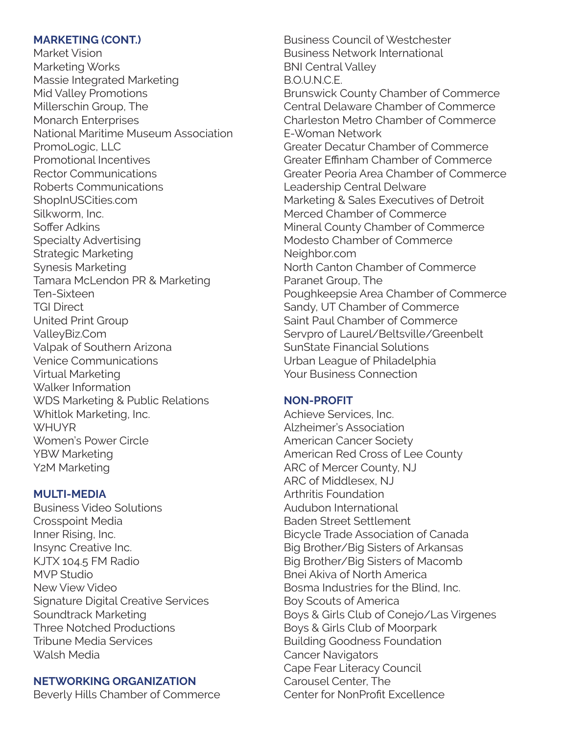## MARKETING (CONT.)

Market Vision
Marketing Works
Massie Integrated Marketing
Mid Valley Promotions
Millerschin Group, The
Monarch Enterprises
National Maritime Museum Association
PromoLogic, LLC
Promotional Incentives
Rector Communications
Roberts Communications
ShopInUSCities.com
Silkworm, Inc.
Soffer Adkins
Specialty Advertising
Strategic Marketing
Synesis Marketing
Tamara McLendon PR & Marketing
Ten-Sixteen
TGI Direct
United Print Group
ValleyBiz.Com
Valpak of Southern Arizona
Venice Communications
Virtual Marketing
Walker Information
WDS Marketing & Public Relations
Whitlok Marketing, Inc.
WHUYR
Women's Power Circle
YBW Marketing
Y2M Marketing

## MULTI-MEDIA

Business Video Solutions
Crosspoint Media
Inner Rising, Inc.
Insync Creative Inc.
KJTX 104.5 FM Radio
MVP Studio
New View Video
Signature Digital Creative Services
Soundtrack Marketing
Three Notched Productions
Tribune Media Services
Walsh Media

## NETWORKING ORGANIZATION

Beverly Hills Chamber of Commerce
Business Council of Westchester
Business Network International
BNI Central Valley
B.O.U.N.C.E.
Brunswick County Chamber of Commerce
Central Delaware Chamber of Commerce
Charleston Metro Chamber of Commerce
E-Woman Network
Greater Decatur Chamber of Commerce
Greater Effinham Chamber of Commerce
Greater Peoria Area Chamber of Commerce
Leadership Central Delware
Marketing & Sales Executives of Detroit
Merced Chamber of Commerce
Mineral County Chamber of Commerce
Modesto Chamber of Commerce
Neighbor.com
North Canton Chamber of Commerce
Paranet Group, The
Poughkeepsie Area Chamber of Commerce
Sandy, UT Chamber of Commerce
Saint Paul Chamber of Commerce
Servpro of Laurel/Beltsville/Greenbelt
SunState Financial Solutions
Urban League of Philadelphia
Your Business Connection

## NON-PROFIT

Achieve Services, Inc.
Alzheimer's Association
American Cancer Society
American Red Cross of Lee County
ARC of Mercer County, NJ
ARC of Middlesex, NJ
Arthritis Foundation
Audubon International
Baden Street Settlement
Bicycle Trade Association of Canada
Big Brother/Big Sisters of Arkansas
Big Brother/Big Sisters of Macomb
Bnei Akiva of North America
Bosma Industries for the Blind, Inc.
Boy Scouts of America
Boys & Girls Club of Conejo/Las Virgenes
Boys & Girls Club of Moorpark
Building Goodness Foundation
Cancer Navigators
Cape Fear Literacy Council
Carousel Center, The
Center for NonProfit Excellence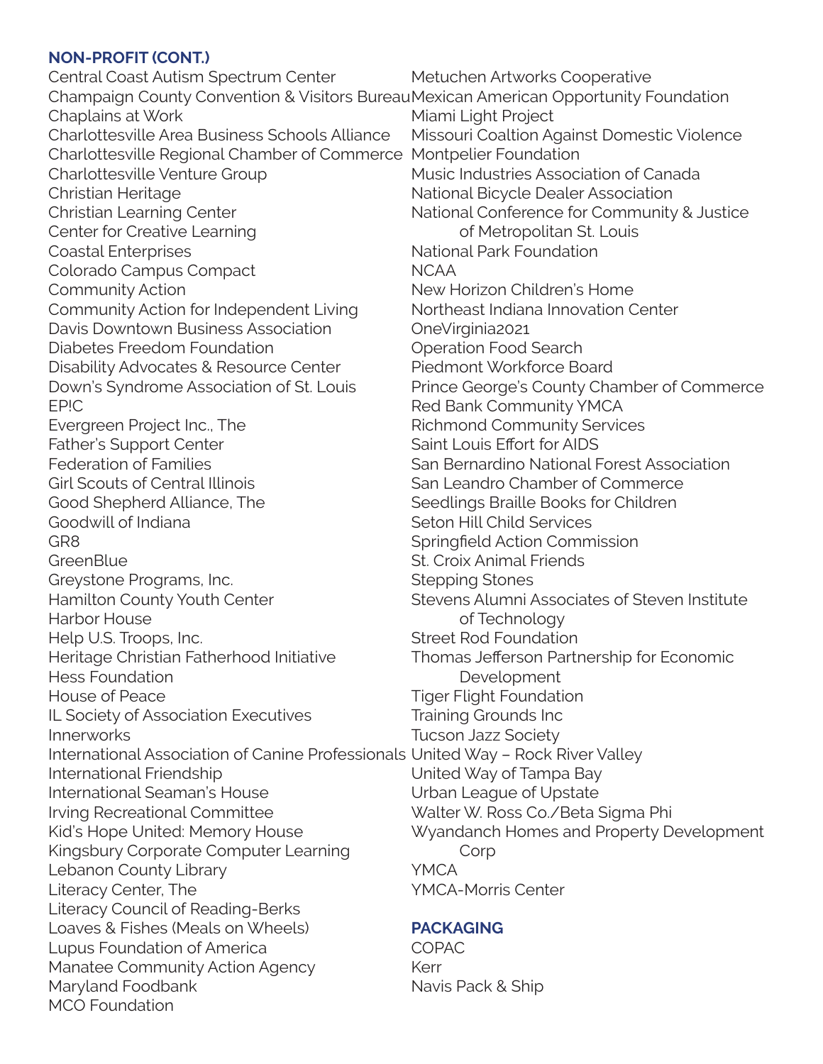### NON-PROFIT (CONT.)

Central Coast Autism Spectrum Center
Champaign County Convention & Visitors Bureau
Chaplains at Work
Charlottesville Area Business Schools Alliance
Charlottesville Regional Chamber of Commerce
Charlottesville Venture Group
Christian Heritage
Christian Learning Center
Center for Creative Learning
Coastal Enterprises
Colorado Campus Compact
Community Action
Community Action for Independent Living
Davis Downtown Business Association
Diabetes Freedom Foundation
Disability Advocates & Resource Center
Down's Syndrome Association of St. Louis
EP!C
Evergreen Project Inc., The
Father's Support Center
Federation of Families
Girl Scouts of Central Illinois
Good Shepherd Alliance, The
Goodwill of Indiana
GR8
GreenBlue
Greystone Programs, Inc.
Hamilton County Youth Center
Harbor House
Help U.S. Troops, Inc.
Heritage Christian Fatherhood Initiative
Hess Foundation
House of Peace
IL Society of Association Executives
Innerworks
International Association of Canine Professionals
International Friendship
International Seaman's House
Irving Recreational Committee
Kid's Hope United: Memory House
Kingsbury Corporate Computer Learning
Lebanon County Library
Literacy Center, The
Literacy Council of Reading-Berks
Loaves & Fishes (Meals on Wheels)
Lupus Foundation of America
Manatee Community Action Agency
Maryland Foodbank
MCO Foundation
Metuchen Artworks Cooperative
Mexican American Opportunity Foundation
Miami Light Project
Missouri Coaltion Against Domestic Violence
Montpelier Foundation
Music Industries Association of Canada
National Bicycle Dealer Association
National Conference for Community & Justice of Metropolitan St. Louis
National Park Foundation
NCAA
New Horizon Children's Home
Northeast Indiana Innovation Center
OneVirginia2021
Operation Food Search
Piedmont Workforce Board
Prince George's County Chamber of Commerce
Red Bank Community YMCA
Richmond Community Services
Saint Louis Effort for AIDS
San Bernardino National Forest Association
San Leandro Chamber of Commerce
Seedlings Braille Books for Children
Seton Hill Child Services
Springfield Action Commission
St. Croix Animal Friends
Stepping Stones
Stevens Alumni Associates of Steven Institute of Technology
Street Rod Foundation
Thomas Jefferson Partnership for Economic Development
Tiger Flight Foundation
Training Grounds Inc
Tucson Jazz Society
United Way – Rock River Valley
United Way of Tampa Bay
Urban League of Upstate
Walter W. Ross Co./Beta Sigma Phi
Wyandanch Homes and Property Development Corp
YMCA
YMCA-Morris Center

### PACKAGING

COPAC
Kerr
Navis Pack & Ship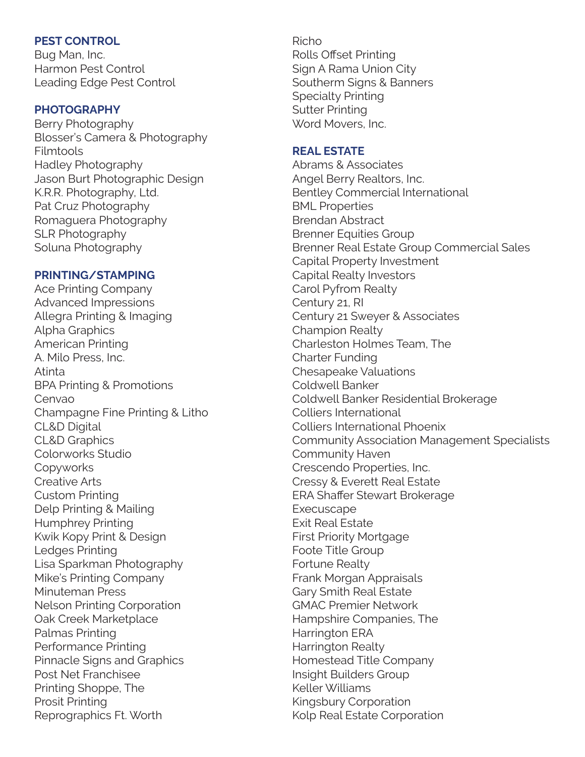### PEST CONTROL

Bug Man, Inc.
Harmon Pest Control
Leading Edge Pest Control

### PHOTOGRAPHY

Berry Photography
Blosser's Camera & Photography
Filmtools
Hadley Photography
Jason Burt Photographic Design
K.R.R. Photography, Ltd.
Pat Cruz Photography
Romaguera Photography
SLR Photography
Soluna Photography

### PRINTING/STAMPING

Ace Printing Company
Advanced Impressions
Allegra Printing & Imaging
Alpha Graphics
American Printing
A. Milo Press, Inc.
Atinta
BPA Printing & Promotions
Cenvao
Champagne Fine Printing & Litho
CL&D Digital
CL&D Graphics
Colorworks Studio
Copyworks
Creative Arts
Custom Printing
Delp Printing & Mailing
Humphrey Printing
Kwik Kopy Print & Design
Ledges Printing
Lisa Sparkman Photography
Mike's Printing Company
Minuteman Press
Nelson Printing Corporation
Oak Creek Marketplace
Palmas Printing
Performance Printing
Pinnacle Signs and Graphics
Post Net Franchisee
Printing Shoppe, The
Prosit Printing
Reprographics Ft. Worth
Richo
Rolls Offset Printing
Sign A Rama Union City
Southerm Signs & Banners
Specialty Printing
Sutter Printing
Word Movers, Inc.

### REAL ESTATE

Abrams & Associates
Angel Berry Realtors, Inc.
Bentley Commercial International
BML Properties
Brendan Abstract
Brenner Equities Group
Brenner Real Estate Group Commercial Sales
Capital Property Investment
Capital Realty Investors
Carol Pyfrom Realty
Century 21, RI
Century 21 Sweyer & Associates
Champion Realty
Charleston Holmes Team, The
Charter Funding
Chesapeake Valuations
Coldwell Banker
Coldwell Banker Residential Brokerage
Colliers International
Colliers International Phoenix
Community Association Management Specialists
Community Haven
Crescendo Properties, Inc.
Cressy & Everett Real Estate
ERA Shaffer Stewart Brokerage
Execuscape
Exit Real Estate
First Priority Mortgage
Foote Title Group
Fortune Realty
Frank Morgan Appraisals
Gary Smith Real Estate
GMAC Premier Network
Hampshire Companies, The
Harrington ERA
Harrington Realty
Homestead Title Company
Insight Builders Group
Keller Williams
Kingsbury Corporation
Kolp Real Estate Corporation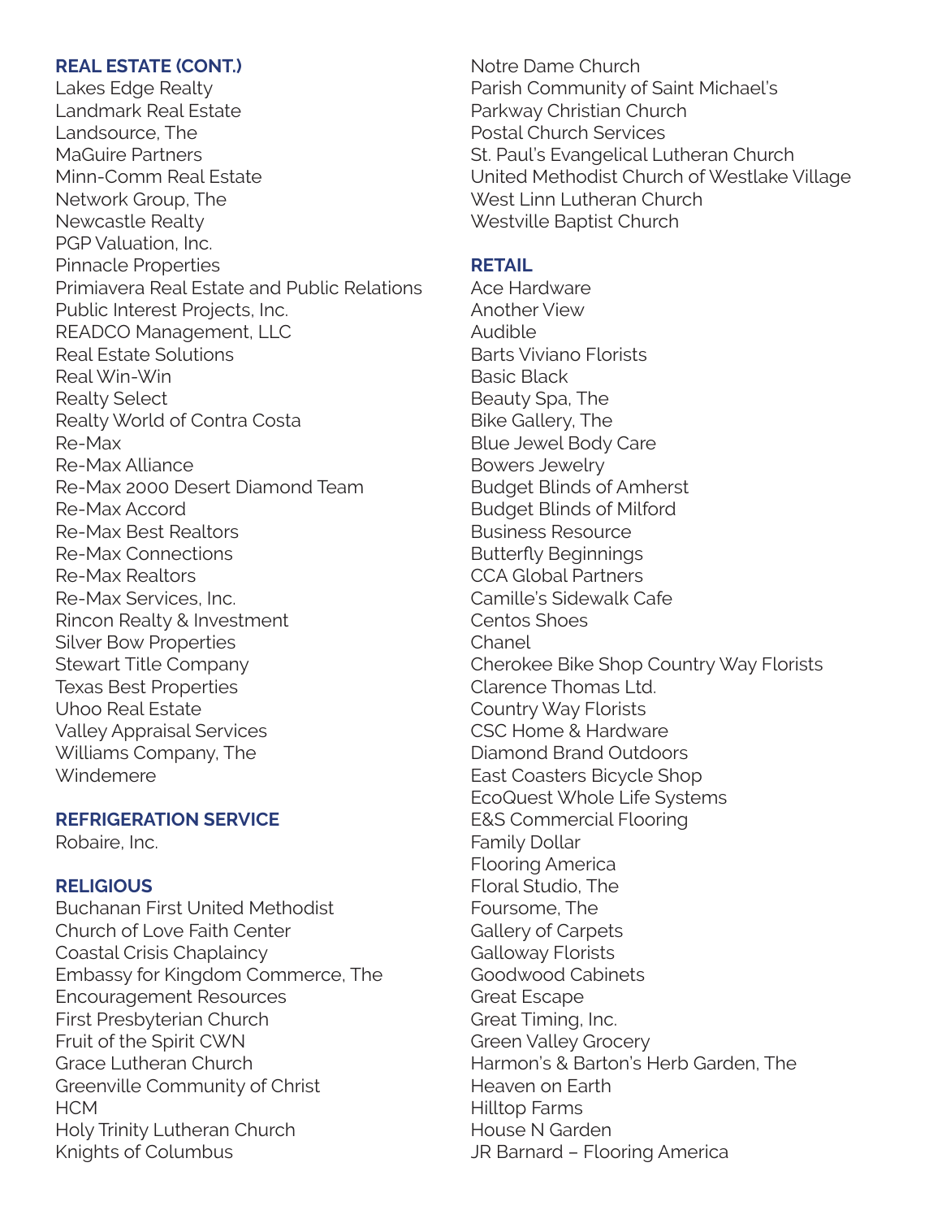### REAL ESTATE (CONT.)

Lakes Edge Realty
Landmark Real Estate
Landsource, The
MaGuire Partners
Minn-Comm Real Estate
Network Group, The
Newcastle Realty
PGP Valuation, Inc.
Pinnacle Properties
Primiavera Real Estate and Public Relations
Public Interest Projects, Inc.
READCO Management, LLC
Real Estate Solutions
Real Win-Win
Realty Select
Realty World of Contra Costa
Re-Max
Re-Max Alliance
Re-Max 2000 Desert Diamond Team
Re-Max Accord
Re-Max Best Realtors
Re-Max Connections
Re-Max Realtors
Re-Max Services, Inc.
Rincon Realty & Investment
Silver Bow Properties
Stewart Title Company
Texas Best Properties
Uhoo Real Estate
Valley Appraisal Services
Williams Company, The
Windemere

### REFRIGERATION SERVICE

Robaire, Inc.

### RELIGIOUS

Buchanan First United Methodist
Church of Love Faith Center
Coastal Crisis Chaplaincy
Embassy for Kingdom Commerce, The
Encouragement Resources
First Presbyterian Church
Fruit of the Spirit CWN
Grace Lutheran Church
Greenville Community of Christ
HCM
Holy Trinity Lutheran Church
Knights of Columbus
Notre Dame Church
Parish Community of Saint Michael's
Parkway Christian Church
Postal Church Services
St. Paul's Evangelical Lutheran Church
United Methodist Church of Westlake Village
West Linn Lutheran Church
Westville Baptist Church

### RETAIL

Ace Hardware
Another View
Audible
Barts Viviano Florists
Basic Black
Beauty Spa, The
Bike Gallery, The
Blue Jewel Body Care
Bowers Jewelry
Budget Blinds of Amherst
Budget Blinds of Milford
Business Resource
Butterfly Beginnings
CCA Global Partners
Camille's Sidewalk Cafe
Centos Shoes
Chanel
Cherokee Bike Shop Country Way Florists
Clarence Thomas Ltd.
Country Way Florists
CSC Home & Hardware
Diamond Brand Outdoors
East Coasters Bicycle Shop
EcoQuest Whole Life Systems
E&S Commercial Flooring
Family Dollar
Flooring America
Floral Studio, The
Foursome, The
Gallery of Carpets
Galloway Florists
Goodwood Cabinets
Great Escape
Great Timing, Inc.
Green Valley Grocery
Harmon's & Barton's Herb Garden, The
Heaven on Earth
Hilltop Farms
House N Garden
JR Barnard – Flooring America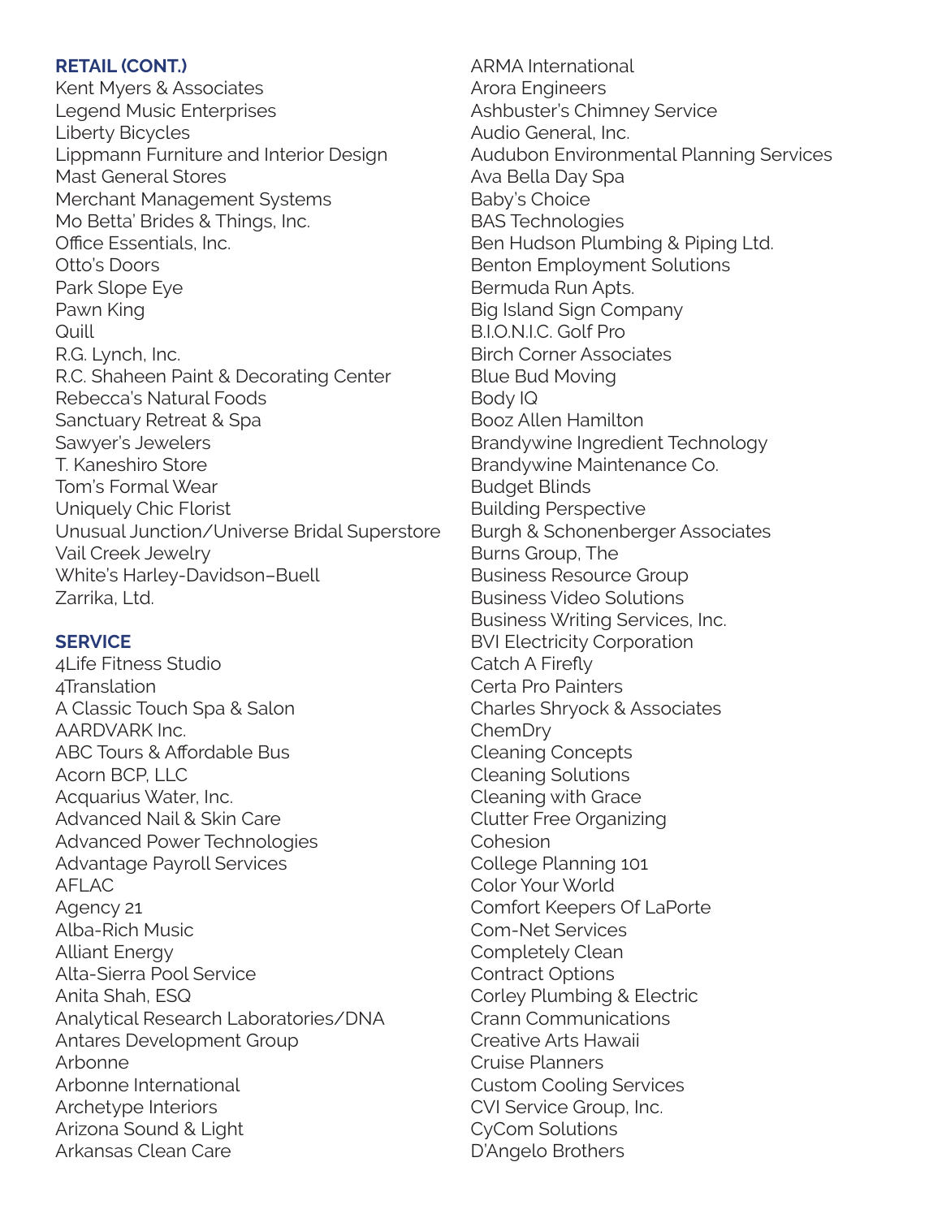**RETAIL (CONT.)**

Kent Myers & Associates
Legend Music Enterprises
Liberty Bicycles
Lippmann Furniture and Interior Design
Mast General Stores
Merchant Management Systems
Mo Betta' Brides & Things, Inc.
Office Essentials, Inc.
Otto's Doors
Park Slope Eye
Pawn King
Quill
R.G. Lynch, Inc.
R.C. Shaheen Paint & Decorating Center
Rebecca's Natural Foods
Sanctuary Retreat & Spa
Sawyer's Jewelers
T. Kaneshiro Store
Tom's Formal Wear
Uniquely Chic Florist
Unusual Junction/Universe Bridal Superstore
Vail Creek Jewelry
White's Harley-Davidson–Buell
Zarrika, Ltd.

**SERVICE**

4Life Fitness Studio
4Translation
A Classic Touch Spa & Salon
AARDVARK Inc.
ABC Tours & Affordable Bus
Acorn BCP, LLC
Acquarius Water, Inc.
Advanced Nail & Skin Care
Advanced Power Technologies
Advantage Payroll Services
AFLAC
Agency 21
Alba-Rich Music
Alliant Energy
Alta-Sierra Pool Service
Anita Shah, ESQ
Analytical Research Laboratories/DNA
Antares Development Group
Arbonne
Arbonne International
Archetype Interiors
Arizona Sound & Light
Arkansas Clean Care
ARMA International
Arora Engineers
Ashbuster's Chimney Service
Audio General, Inc.
Audubon Environmental Planning Services
Ava Bella Day Spa
Baby's Choice
BAS Technologies
Ben Hudson Plumbing & Piping Ltd.
Benton Employment Solutions
Bermuda Run Apts.
Big Island Sign Company
B.I.O.N.I.C. Golf Pro
Birch Corner Associates
Blue Bud Moving
Body IQ
Booz Allen Hamilton
Brandywine Ingredient Technology
Brandywine Maintenance Co.
Budget Blinds
Building Perspective
Burgh & Schonenberger Associates
Burns Group, The
Business Resource Group
Business Video Solutions
Business Writing Services, Inc.
BVI Electricity Corporation
Catch A Firefly
Certa Pro Painters
Charles Shryock & Associates
ChemDry
Cleaning Concepts
Cleaning Solutions
Cleaning with Grace
Clutter Free Organizing
Cohesion
College Planning 101
Color Your World
Comfort Keepers Of LaPorte
Com-Net Services
Completely Clean
Contract Options
Corley Plumbing & Electric
Crann Communications
Creative Arts Hawaii
Cruise Planners
Custom Cooling Services
CVI Service Group, Inc.
CyCom Solutions
D'Angelo Brothers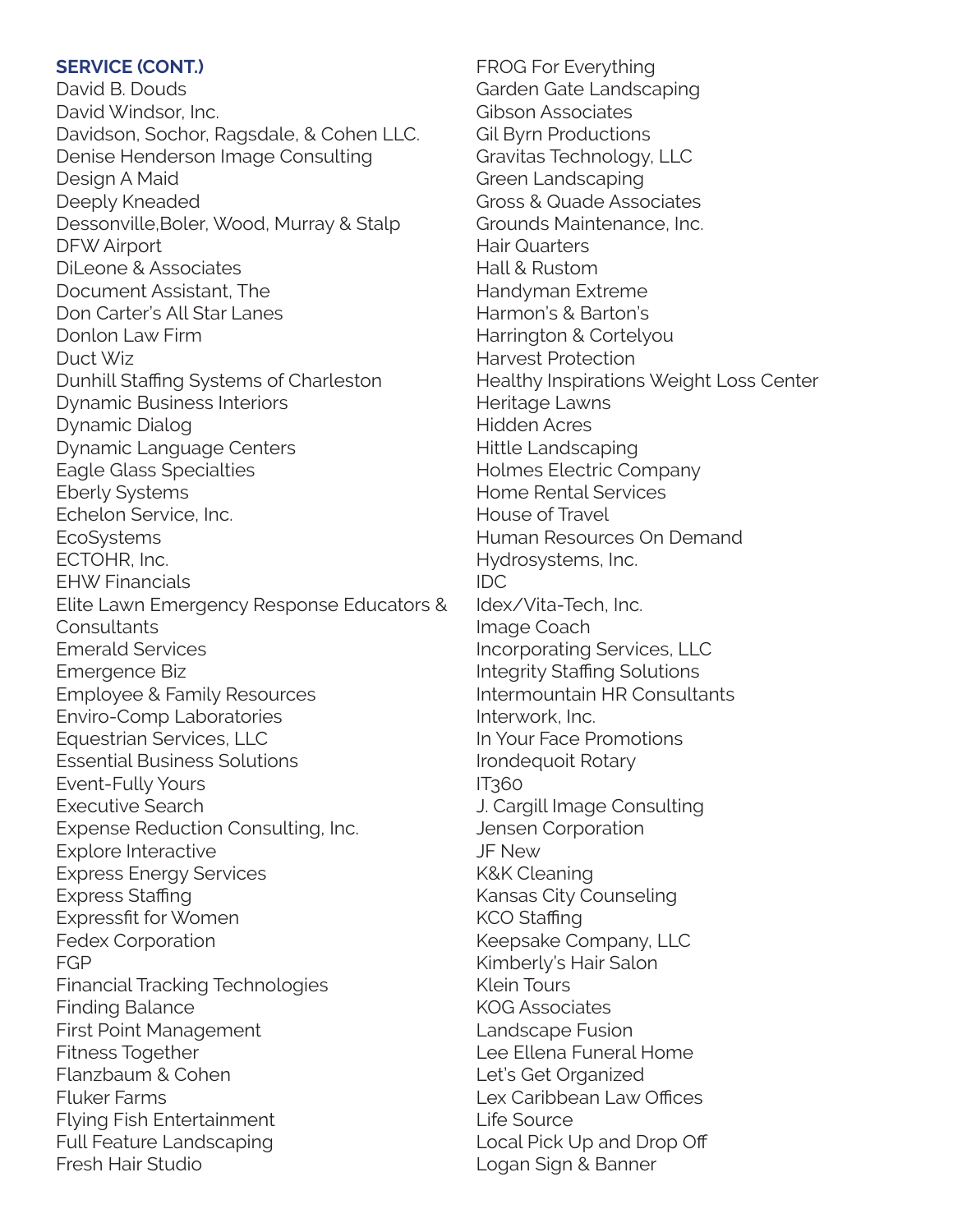**SERVICE (CONT.)**

David B. Douds
David Windsor, Inc.
Davidson, Sochor, Ragsdale, & Cohen LLC.
Denise Henderson Image Consulting
Design A Maid
Deeply Kneaded
Dessonville,Boler, Wood, Murray & Stalp
DFW Airport
DiLeone & Associates
Document Assistant, The
Don Carter's All Star Lanes
Donlon Law Firm
Duct Wiz
Dunhill Staffing Systems of Charleston
Dynamic Business Interiors
Dynamic Dialog
Dynamic Language Centers
Eagle Glass Specialties
Eberly Systems
Echelon Service, Inc.
EcoSystems
ECTOHR, Inc.
EHW Financials
Elite Lawn Emergency Response Educators & Consultants
Emerald Services
Emergence Biz
Employee & Family Resources
Enviro-Comp Laboratories
Equestrian Services, LLC
Essential Business Solutions
Event-Fully Yours
Executive Search
Expense Reduction Consulting, Inc.
Explore Interactive
Express Energy Services
Express Staffing
Expressfit for Women
Fedex Corporation
FGP
Financial Tracking Technologies
Finding Balance
First Point Management
Fitness Together
Flanzbaum & Cohen
Fluker Farms
Flying Fish Entertainment
Full Feature Landscaping
Fresh Hair Studio
FROG For Everything
Garden Gate Landscaping
Gibson Associates
Gil Byrn Productions
Gravitas Technology, LLC
Green Landscaping
Gross & Quade Associates
Grounds Maintenance, Inc.
Hair Quarters
Hall & Rustom
Handyman Extreme
Harmon's & Barton's
Harrington & Cortelyou
Harvest Protection
Healthy Inspirations Weight Loss Center
Heritage Lawns
Hidden Acres
Hittle Landscaping
Holmes Electric Company
Home Rental Services
House of Travel
Human Resources On Demand
Hydrosystems, Inc.
IDC
Idex/Vita-Tech, Inc.
Image Coach
Incorporating Services, LLC
Integrity Staffing Solutions
Intermountain HR Consultants
Interwork, Inc.
In Your Face Promotions
Irondequoit Rotary
IT360
J. Cargill Image Consulting
Jensen Corporation
JF New
K&K Cleaning
Kansas City Counseling
KCO Staffing
Keepsake Company, LLC
Kimberly's Hair Salon
Klein Tours
KOG Associates
Landscape Fusion
Lee Ellena Funeral Home
Let's Get Organized
Lex Caribbean Law Offices
Life Source
Local Pick Up and Drop Off
Logan Sign & Banner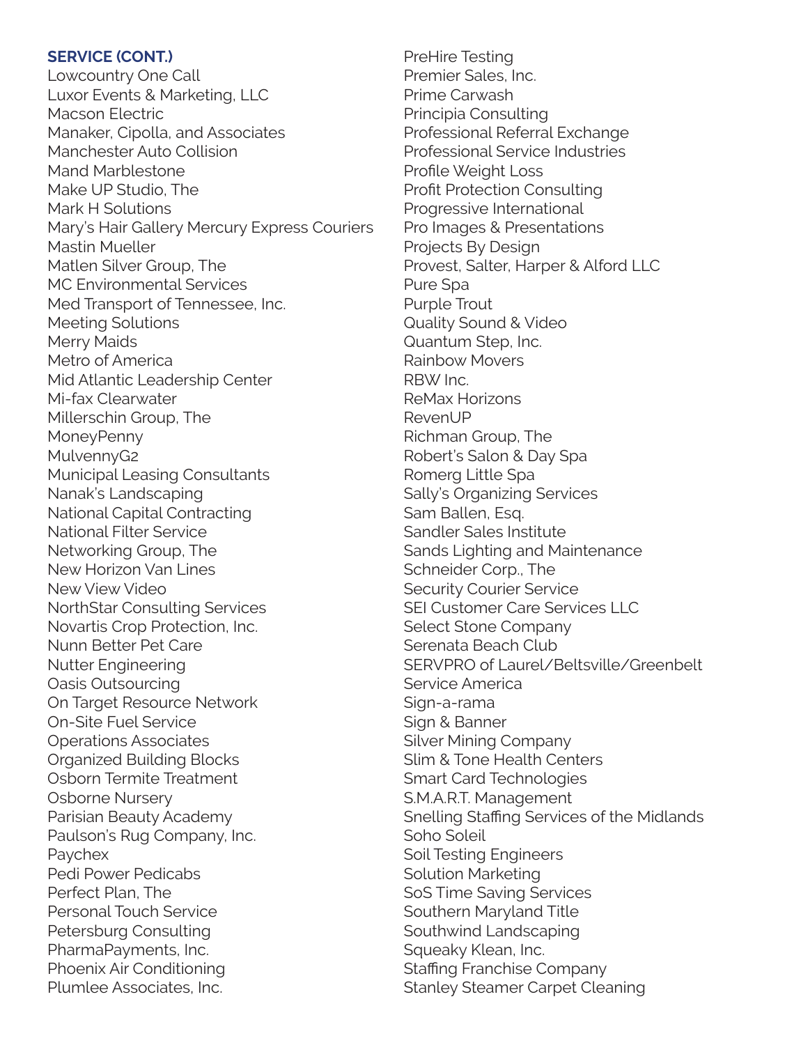**SERVICE (CONT.)**

Lowcountry One Call
Luxor Events & Marketing, LLC
Macson Electric
Manaker, Cipolla, and Associates
Manchester Auto Collision
Mand Marblestone
Make UP Studio, The
Mark H Solutions
Mary's Hair Gallery Mercury Express Couriers
Mastin Mueller
Matlen Silver Group, The
MC Environmental Services
Med Transport of Tennessee, Inc.
Meeting Solutions
Merry Maids
Metro of America
Mid Atlantic Leadership Center
Mi-fax Clearwater
Millerschin Group, The
MoneyPenny
MulvennyG2
Municipal Leasing Consultants
Nanak's Landscaping
National Capital Contracting
National Filter Service
Networking Group, The
New Horizon Van Lines
New View Video
NorthStar Consulting Services
Novartis Crop Protection, Inc.
Nunn Better Pet Care
Nutter Engineering
Oasis Outsourcing
On Target Resource Network
On-Site Fuel Service
Operations Associates
Organized Building Blocks
Osborn Termite Treatment
Osborne Nursery
Parisian Beauty Academy
Paulson's Rug Company, Inc.
Paychex
Pedi Power Pedicabs
Perfect Plan, The
Personal Touch Service
Petersburg Consulting
PharmaPayments, Inc.
Phoenix Air Conditioning
Plumlee Associates, Inc.
PreHire Testing
Premier Sales, Inc.
Prime Carwash
Principia Consulting
Professional Referral Exchange
Professional Service Industries
Profile Weight Loss
Profit Protection Consulting
Progressive International
Pro Images & Presentations
Projects By Design
Provest, Salter, Harper & Alford LLC
Pure Spa
Purple Trout
Quality Sound & Video
Quantum Step, Inc.
Rainbow Movers
RBW Inc.
ReMax Horizons
RevenUP
Richman Group, The
Robert's Salon & Day Spa
Romerg Little Spa
Sally's Organizing Services
Sam Ballen, Esq.
Sandler Sales Institute
Sands Lighting and Maintenance
Schneider Corp., The
Security Courier Service
SEI Customer Care Services LLC
Select Stone Company
Serenata Beach Club
SERVPRO of Laurel/Beltsville/Greenbelt
Service America
Sign-a-rama
Sign & Banner
Silver Mining Company
Slim & Tone Health Centers
Smart Card Technologies
S.M.A.R.T. Management
Snelling Staffing Services of the Midlands
Soho Soleil
Soil Testing Engineers
Solution Marketing
SoS Time Saving Services
Southern Maryland Title
Southwind Landscaping
Squeaky Klean, Inc.
Staffing Franchise Company
Stanley Steamer Carpet Cleaning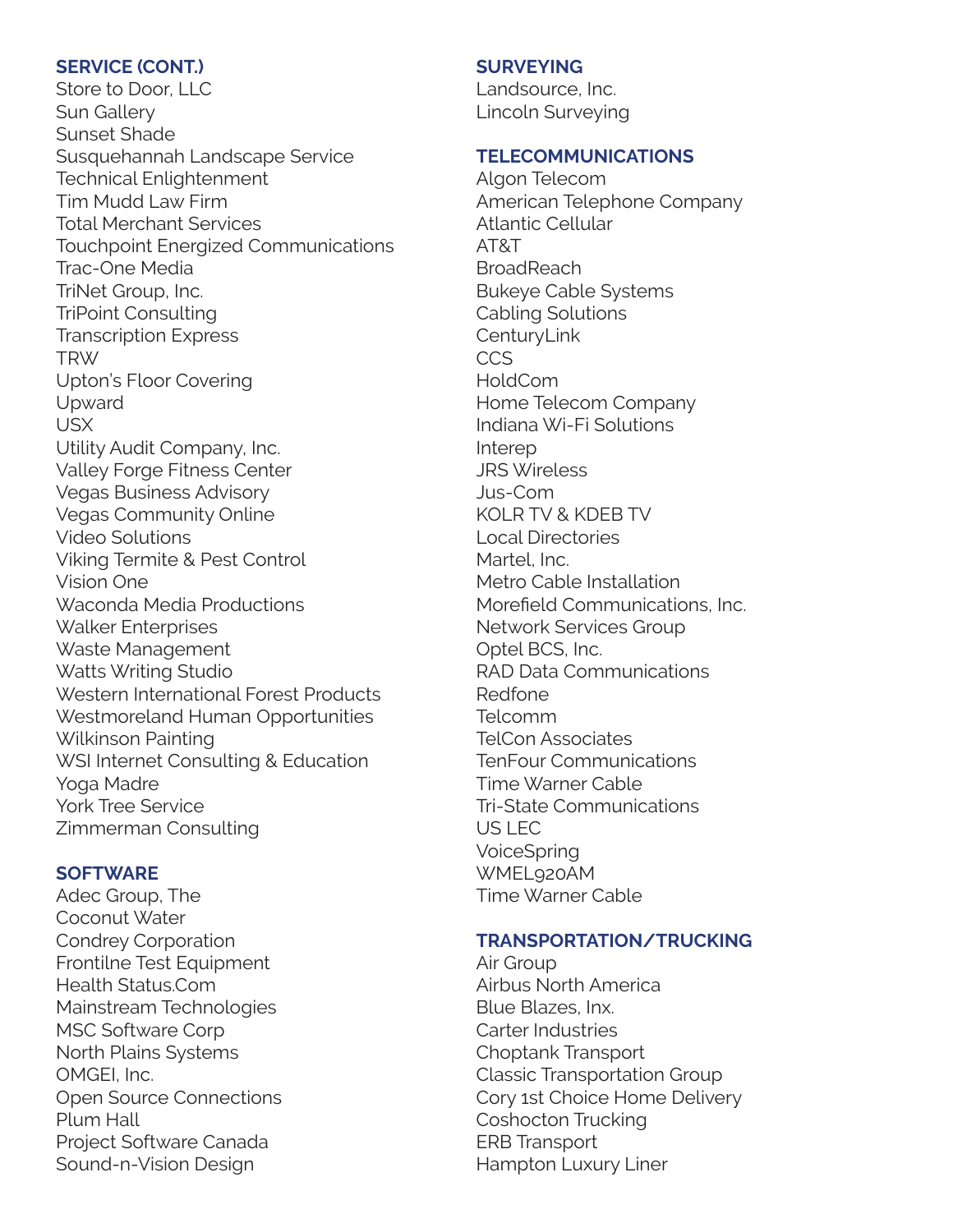**SERVICE (CONT.)**

Store to Door, LLC
Sun Gallery
Sunset Shade
Susquehannah Landscape Service
Technical Enlightenment
Tim Mudd Law Firm
Total Merchant Services
Touchpoint Energized Communications
Trac-One Media
TriNet Group, Inc.
TriPoint Consulting
Transcription Express
TRW
Upton's Floor Covering
Upward
USX
Utility Audit Company, Inc.
Valley Forge Fitness Center
Vegas Business Advisory
Vegas Community Online
Video Solutions
Viking Termite & Pest Control
Vision One
Waconda Media Productions
Walker Enterprises
Waste Management
Watts Writing Studio
Western International Forest Products
Westmoreland Human Opportunities
Wilkinson Painting
WSI Internet Consulting & Education
Yoga Madre
York Tree Service
Zimmerman Consulting

**SOFTWARE**

Adec Group, The
Coconut Water
Condrey Corporation
Frontilne Test Equipment
Health Status.Com
Mainstream Technologies
MSC Software Corp
North Plains Systems
OMGEI, Inc.
Open Source Connections
Plum Hall
Project Software Canada
Sound-n-Vision Design

**SURVEYING**

Landsource, Inc.
Lincoln Surveying

**TELECOMMUNICATIONS**

Algon Telecom
American Telephone Company
Atlantic Cellular
AT&T
BroadReach
Bukeye Cable Systems
Cabling Solutions
CenturyLink
CCS
HoldCom
Home Telecom Company
Indiana Wi-Fi Solutions
Interep
JRS Wireless
Jus-Com
KOLR TV & KDEB TV
Local Directories
Martel, Inc.
Metro Cable Installation
Morefield Communications, Inc.
Network Services Group
Optel BCS, Inc.
RAD Data Communications
Redfone
Telcomm
TelCon Associates
TenFour Communications
Time Warner Cable
Tri-State Communications
US LEC
VoiceSpring
WMEL920AM
Time Warner Cable

**TRANSPORTATION/TRUCKING**

Air Group
Airbus North America
Blue Blazes, Inx.
Carter Industries
Choptank Transport
Classic Transportation Group
Cory 1st Choice Home Delivery
Coshocton Trucking
ERB Transport
Hampton Luxury Liner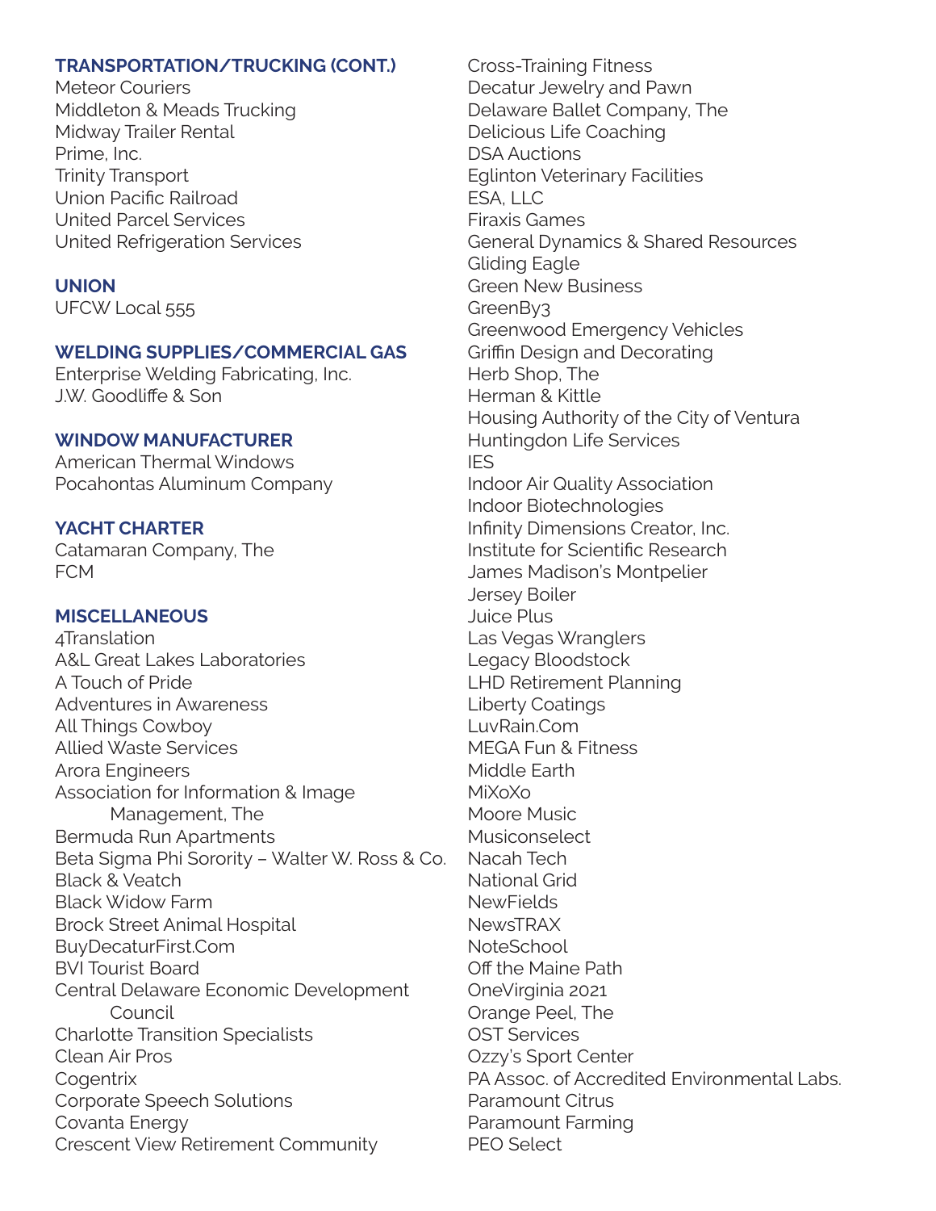**TRANSPORTATION/TRUCKING (CONT.)**

Meteor Couriers
Middleton & Meads Trucking
Midway Trailer Rental
Prime, Inc.
Trinity Transport
Union Pacific Railroad
United Parcel Services
United Refrigeration Services

**UNION**

UFCW Local 555

**WELDING SUPPLIES/COMMERCIAL GAS**

Enterprise Welding Fabricating, Inc.
J.W. Goodliffe & Son

**WINDOW MANUFACTURER**

American Thermal Windows
Pocahontas Aluminum Company

**YACHT CHARTER**

Catamaran Company, The
FCM

**MISCELLANEOUS**

4Translation
A&L Great Lakes Laboratories
A Touch of Pride
Adventures in Awareness
All Things Cowboy
Allied Waste Services
Arora Engineers
Association for Information & Image Management, The
Bermuda Run Apartments
Beta Sigma Phi Sorority – Walter W. Ross & Co.
Black & Veatch
Black Widow Farm
Brock Street Animal Hospital
BuyDecaturFirst.Com
BVI Tourist Board
Central Delaware Economic Development Council
Charlotte Transition Specialists
Clean Air Pros
Cogentrix
Corporate Speech Solutions
Covanta Energy
Crescent View Retirement Community
Cross-Training Fitness
Decatur Jewelry and Pawn
Delaware Ballet Company, The
Delicious Life Coaching
DSA Auctions
Eglinton Veterinary Facilities
ESA, LLC
Firaxis Games
General Dynamics & Shared Resources
Gliding Eagle
Green New Business
GreenBy3
Greenwood Emergency Vehicles
Griffin Design and Decorating
Herb Shop, The
Herman & Kittle
Housing Authority of the City of Ventura
Huntingdon Life Services
IES
Indoor Air Quality Association
Indoor Biotechnologies
Infinity Dimensions Creator, Inc.
Institute for Scientific Research
James Madison's Montpelier
Jersey Boiler
Juice Plus
Las Vegas Wranglers
Legacy Bloodstock
LHD Retirement Planning
Liberty Coatings
LuvRain.Com
MEGA Fun & Fitness
Middle Earth
MiXoXo
Moore Music
Musiconselect
Nacah Tech
National Grid
NewFields
NewsTRAX
NoteSchool
Off the Maine Path
OneVirginia 2021
Orange Peel, The
OST Services
Ozzy's Sport Center
PA Assoc. of Accredited Environmental Labs.
Paramount Citrus
Paramount Farming
PEO Select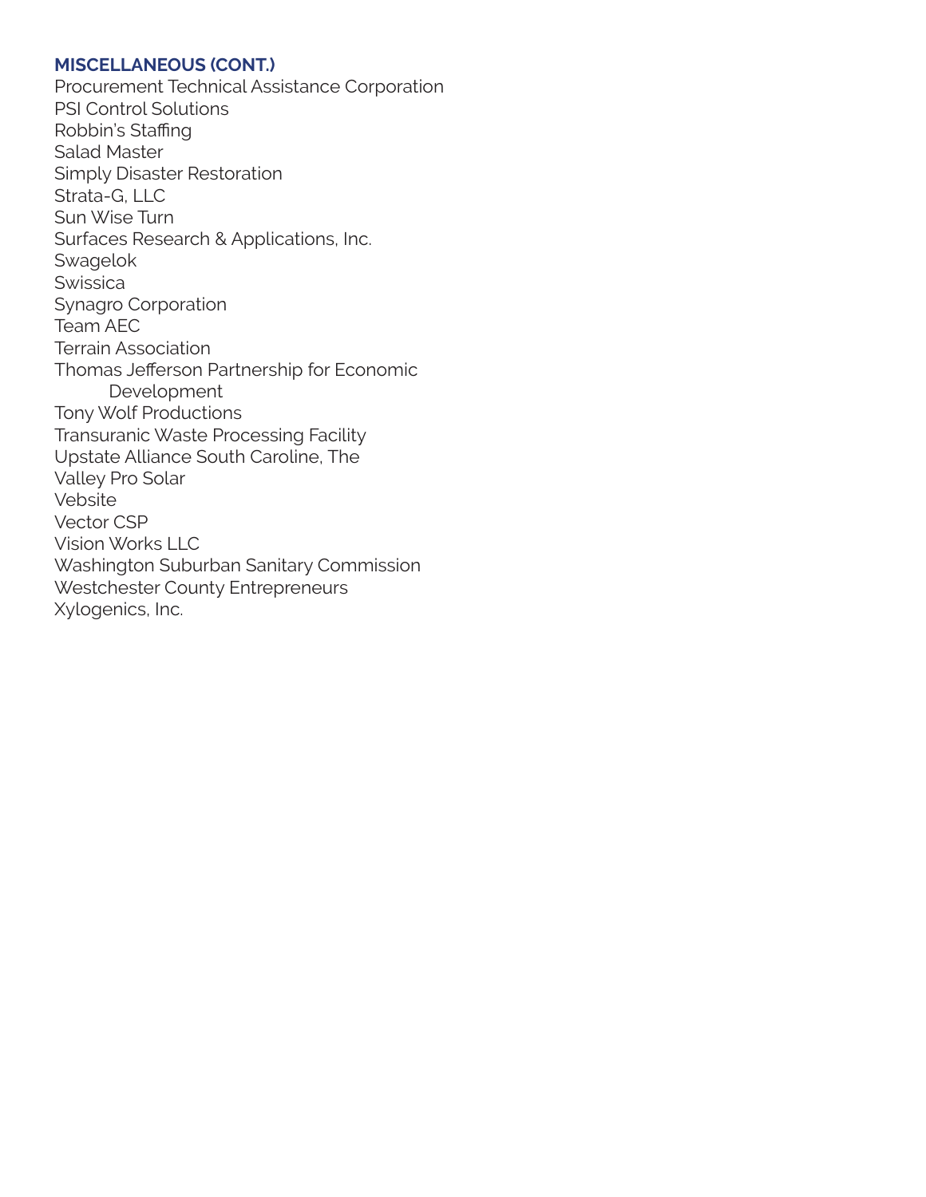**MISCELLANEOUS (CONT.)**

Procurement Technical Assistance Corporation
PSI Control Solutions
Robbin's Staffing
Salad Master
Simply Disaster Restoration
Strata-G, LLC
Sun Wise Turn
Surfaces Research & Applications, Inc.
Swagelok
Swissica
Synagro Corporation
Team AEC
Terrain Association
Thomas Jefferson Partnership for Economic Development
Tony Wolf Productions
Transuranic Waste Processing Facility
Upstate Alliance South Caroline, The
Valley Pro Solar
Vebsite
Vector CSP
Vision Works LLC
Washington Suburban Sanitary Commission
Westchester County Entrepreneurs
Xylogenics, Inc.